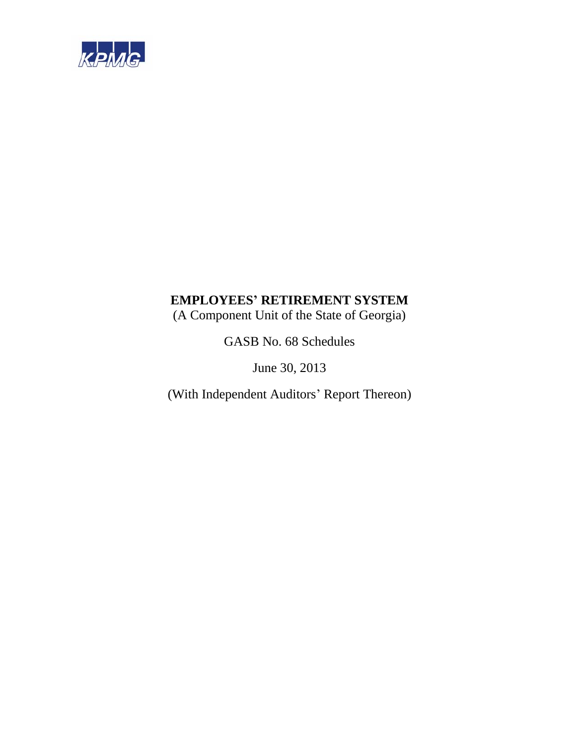KPMG

**EMPLOYEES' RETIREMENT SYSTEM**

(A Component Unit of the State of Georgia)

GASB No. 68 Schedules

June 30, 2013

(With Independent Auditors' Report Thereon)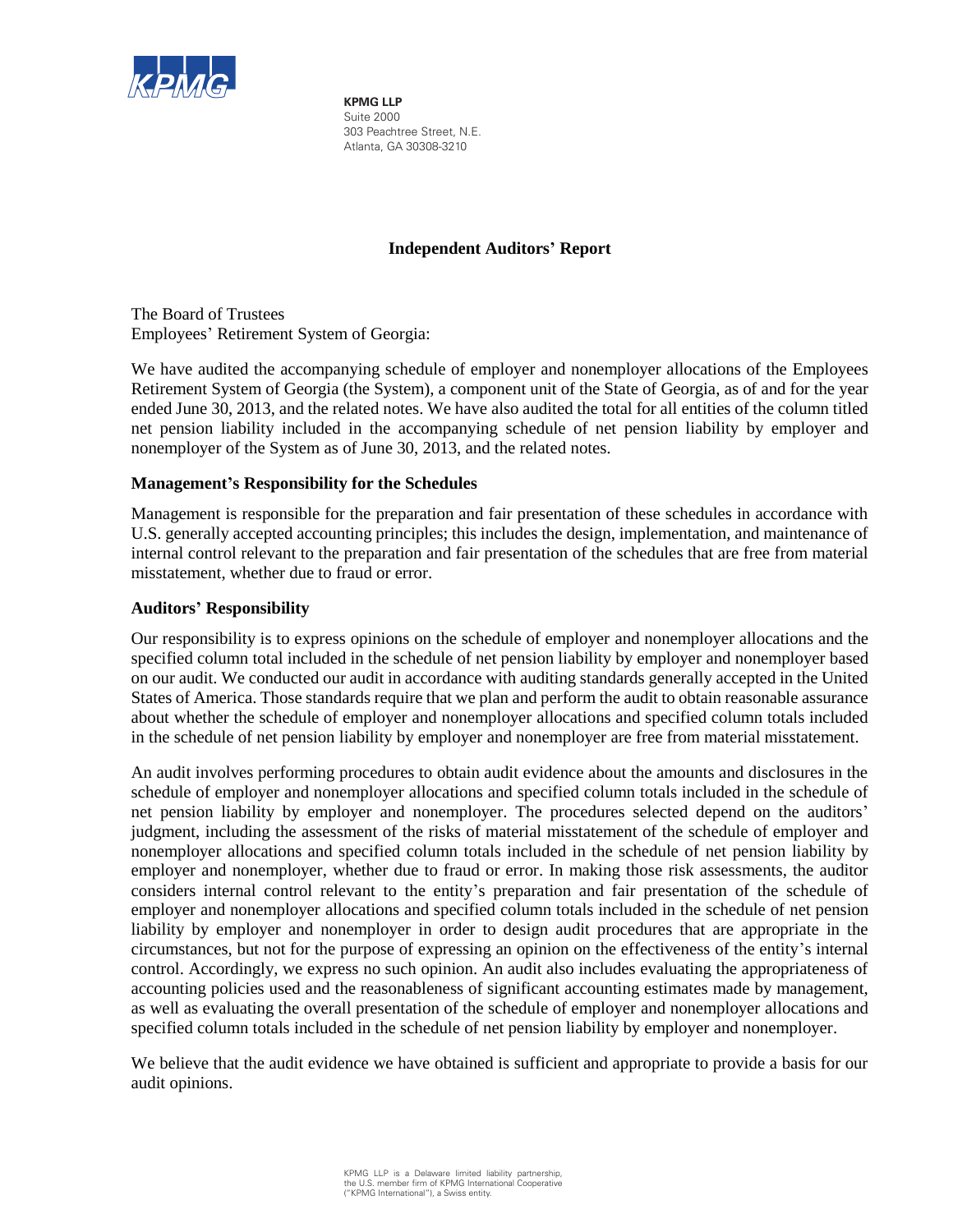**KPMG LLP**
Suite 2000
303 Peachtree Street, N.E.
Atlanta, GA 30308-3210

## Independent Auditors' Report

The Board of Trustees
Employees' Retirement System of Georgia:

We have audited the accompanying schedule of employer and nonemployer allocations of the Employees Retirement System of Georgia (the System), a component unit of the State of Georgia, as of and for the year ended June 30, 2013, and the related notes. We have also audited the total for all entities of the column titled net pension liability included in the accompanying schedule of net pension liability by employer and nonemployer of the System as of June 30, 2013, and the related notes.

### Management's Responsibility for the Schedules

Management is responsible for the preparation and fair presentation of these schedules in accordance with U.S. generally accepted accounting principles; this includes the design, implementation, and maintenance of internal control relevant to the preparation and fair presentation of the schedules that are free from material misstatement, whether due to fraud or error.

### Auditors' Responsibility

Our responsibility is to express opinions on the schedule of employer and nonemployer allocations and the specified column total included in the schedule of net pension liability by employer and nonemployer based on our audit. We conducted our audit in accordance with auditing standards generally accepted in the United States of America. Those standards require that we plan and perform the audit to obtain reasonable assurance about whether the schedule of employer and nonemployer allocations and specified column totals included in the schedule of net pension liability by employer and nonemployer are free from material misstatement.

An audit involves performing procedures to obtain audit evidence about the amounts and disclosures in the schedule of employer and nonemployer allocations and specified column totals included in the schedule of net pension liability by employer and nonemployer. The procedures selected depend on the auditors' judgment, including the assessment of the risks of material misstatement of the schedule of employer and nonemployer allocations and specified column totals included in the schedule of net pension liability by employer and nonemployer, whether due to fraud or error. In making those risk assessments, the auditor considers internal control relevant to the entity's preparation and fair presentation of the schedule of employer and nonemployer allocations and specified column totals included in the schedule of net pension liability by employer and nonemployer in order to design audit procedures that are appropriate in the circumstances, but not for the purpose of expressing an opinion on the effectiveness of the entity's internal control. Accordingly, we express no such opinion. An audit also includes evaluating the appropriateness of accounting policies used and the reasonableness of significant accounting estimates made by management, as well as evaluating the overall presentation of the schedule of employer and nonemployer allocations and specified column totals included in the schedule of net pension liability by employer and nonemployer.

We believe that the audit evidence we have obtained is sufficient and appropriate to provide a basis for our audit opinions.

KPMG LLP is a Delaware limited liability partnership, the U.S. member firm of KPMG International Cooperative ("KPMG International"), a Swiss entity.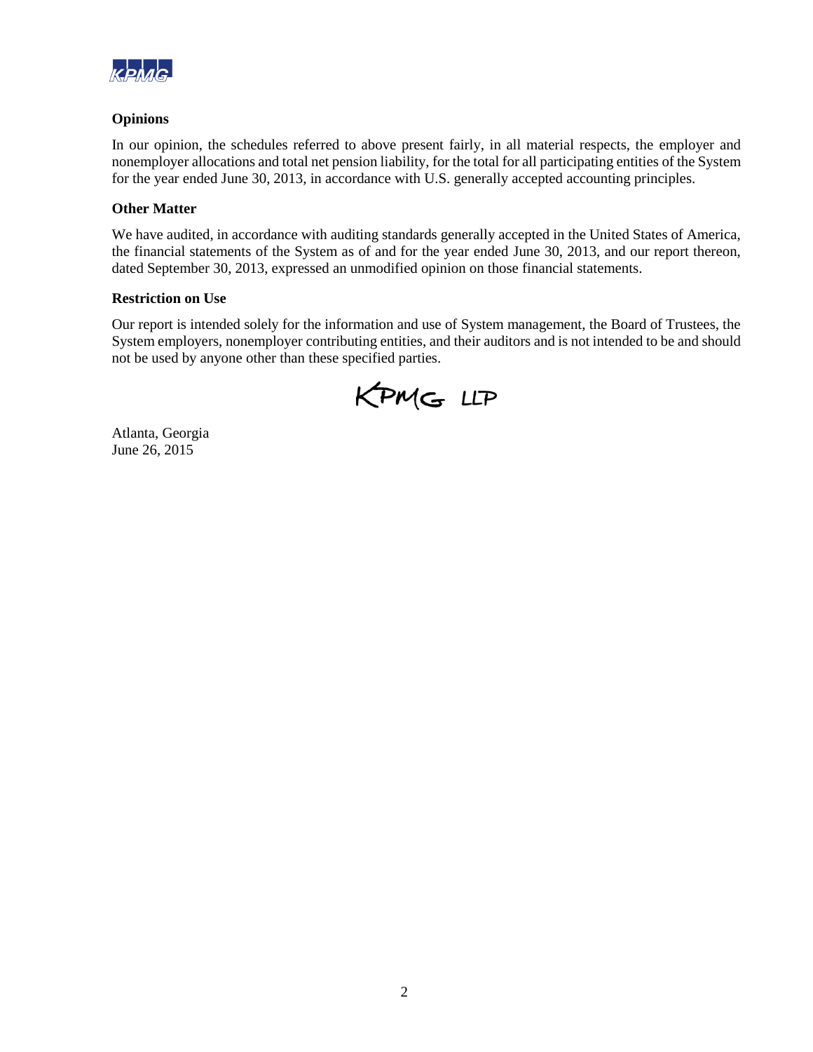### Opinions

In our opinion, the schedules referred to above present fairly, in all material respects, the employer and nonemployer allocations and total net pension liability, for the total for all participating entities of the System for the year ended June 30, 2013, in accordance with U.S. generally accepted accounting principles.

### Other Matter

We have audited, in accordance with auditing standards generally accepted in the United States of America, the financial statements of the System as of and for the year ended June 30, 2013, and our report thereon, dated September 30, 2013, expressed an unmodified opinion on those financial statements.

### Restriction on Use

Our report is intended solely for the information and use of System management, the Board of Trustees, the System employers, nonemployer contributing entities, and their auditors and is not intended to be and should not be used by anyone other than these specified parties.

KPMG LLP

Atlanta, Georgia
June 26, 2015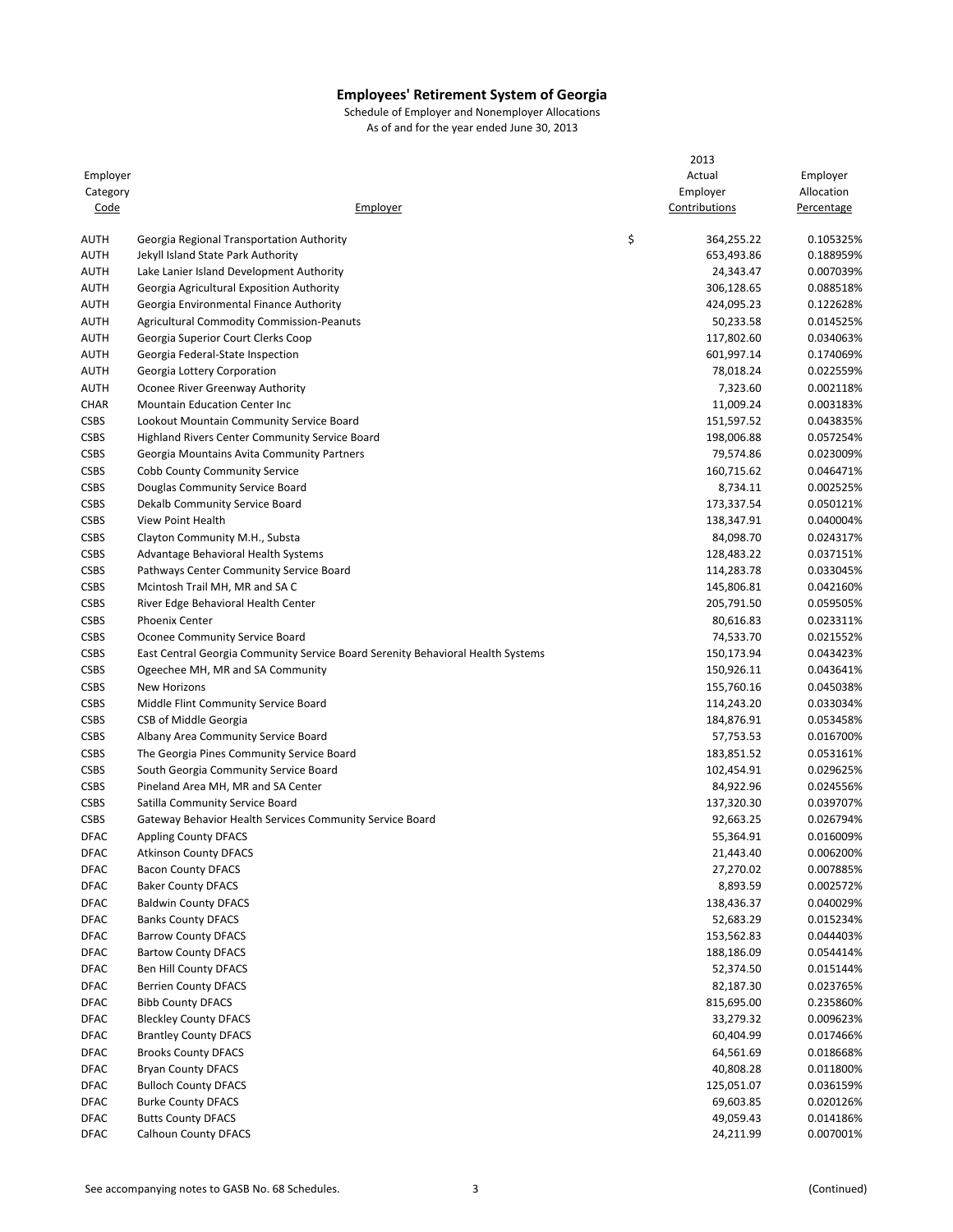## Employees' Retirement System of Georgia

Schedule of Employer and Nonemployer Allocations
As of and for the year ended June 30, 2013

| Employer Category Code | Employer | 2013 Actual Employer Contributions | Employer Allocation Percentage |
|---|---|---|---|
| AUTH | Georgia Regional Transportation Authority | $ 364,255.22 | 0.105325% |
| AUTH | Jekyll Island State Park Authority | 653,493.86 | 0.188959% |
| AUTH | Lake Lanier Island Development Authority | 24,343.47 | 0.007039% |
| AUTH | Georgia Agricultural Exposition Authority | 306,128.65 | 0.088518% |
| AUTH | Georgia Environmental Finance Authority | 424,095.23 | 0.122628% |
| AUTH | Agricultural Commodity Commission-Peanuts | 50,233.58 | 0.014525% |
| AUTH | Georgia Superior Court Clerks Coop | 117,802.60 | 0.034063% |
| AUTH | Georgia Federal-State Inspection | 601,997.14 | 0.174069% |
| AUTH | Georgia Lottery Corporation | 78,018.24 | 0.022559% |
| AUTH | Oconee River Greenway Authority | 7,323.60 | 0.002118% |
| CHAR | Mountain Education Center Inc | 11,009.24 | 0.003183% |
| CSBS | Lookout Mountain Community Service Board | 151,597.52 | 0.043835% |
| CSBS | Highland Rivers Center Community Service Board | 198,006.88 | 0.057254% |
| CSBS | Georgia Mountains Avita Community Partners | 79,574.86 | 0.023009% |
| CSBS | Cobb County Community Service | 160,715.62 | 0.046471% |
| CSBS | Douglas Community Service Board | 8,734.11 | 0.002525% |
| CSBS | Dekalb Community Service Board | 173,337.54 | 0.050121% |
| CSBS | View Point Health | 138,347.91 | 0.040004% |
| CSBS | Clayton Community M.H., Substa | 84,098.70 | 0.024317% |
| CSBS | Advantage Behavioral Health Systems | 128,483.22 | 0.037151% |
| CSBS | Pathways Center Community Service Board | 114,283.78 | 0.033045% |
| CSBS | Mcintosh Trail MH, MR and SA C | 145,806.81 | 0.042160% |
| CSBS | River Edge Behavioral Health Center | 205,791.50 | 0.059505% |
| CSBS | Phoenix Center | 80,616.83 | 0.023311% |
| CSBS | Oconee Community Service Board | 74,533.70 | 0.021552% |
| CSBS | East Central Georgia Community Service Board Serenity Behavioral Health Systems | 150,173.94 | 0.043423% |
| CSBS | Ogeechee MH, MR and SA Community | 150,926.11 | 0.043641% |
| CSBS | New Horizons | 155,760.16 | 0.045038% |
| CSBS | Middle Flint Community Service Board | 114,243.20 | 0.033034% |
| CSBS | CSB of Middle Georgia | 184,876.91 | 0.053458% |
| CSBS | Albany Area Community Service Board | 57,753.53 | 0.016700% |
| CSBS | The Georgia Pines Community Service Board | 183,851.52 | 0.053161% |
| CSBS | South Georgia Community Service Board | 102,454.91 | 0.029625% |
| CSBS | Pineland Area MH, MR and SA Center | 84,922.96 | 0.024556% |
| CSBS | Satilla Community Service Board | 137,320.30 | 0.039707% |
| CSBS | Gateway Behavior Health Services Community Service Board | 92,663.25 | 0.026794% |
| DFAC | Appling County DFACS | 55,364.91 | 0.016009% |
| DFAC | Atkinson County DFACS | 21,443.40 | 0.006200% |
| DFAC | Bacon County DFACS | 27,270.02 | 0.007885% |
| DFAC | Baker County DFACS | 8,893.59 | 0.002572% |
| DFAC | Baldwin County DFACS | 138,436.37 | 0.040029% |
| DFAC | Banks County DFACS | 52,683.29 | 0.015234% |
| DFAC | Barrow County DFACS | 153,562.83 | 0.044403% |
| DFAC | Bartow County DFACS | 188,186.09 | 0.054414% |
| DFAC | Ben Hill County DFACS | 52,374.50 | 0.015144% |
| DFAC | Berrien County DFACS | 82,187.30 | 0.023765% |
| DFAC | Bibb County DFACS | 815,695.00 | 0.235860% |
| DFAC | Bleckley County DFACS | 33,279.32 | 0.009623% |
| DFAC | Brantley County DFACS | 60,404.99 | 0.017466% |
| DFAC | Brooks County DFACS | 64,561.69 | 0.018668% |
| DFAC | Bryan County DFACS | 40,808.28 | 0.011800% |
| DFAC | Bulloch County DFACS | 125,051.07 | 0.036159% |
| DFAC | Burke County DFACS | 69,603.85 | 0.020126% |
| DFAC | Butts County DFACS | 49,059.43 | 0.014186% |
| DFAC | Calhoun County DFACS | 24,211.99 | 0.007001% |

See accompanying notes to GASB No. 68 Schedules.

(Continued)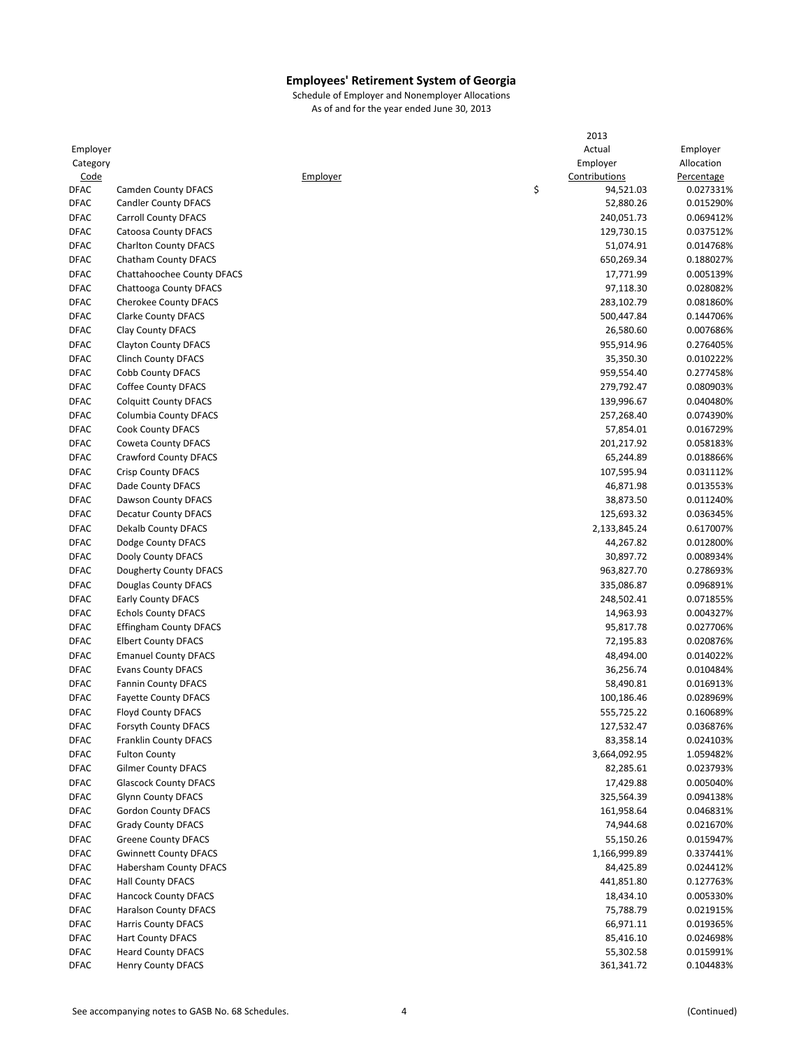# Employees' Retirement System of Georgia

Schedule of Employer and Nonemployer Allocations
As of and for the year ended June 30, 2013

| Employer Category Code | Employer | 2013 Actual Employer Contributions | Employer Allocation Percentage |
|---|---|---|---|
| DFAC | Camden County DFACS | $ 94,521.03 | 0.027331% |
| DFAC | Candler County DFACS | 52,880.26 | 0.015290% |
| DFAC | Carroll County DFACS | 240,051.73 | 0.069412% |
| DFAC | Catoosa County DFACS | 129,730.15 | 0.037512% |
| DFAC | Charlton County DFACS | 51,074.91 | 0.014768% |
| DFAC | Chatham County DFACS | 650,269.34 | 0.188027% |
| DFAC | Chattahoochee County DFACS | 17,771.99 | 0.005139% |
| DFAC | Chattooga County DFACS | 97,118.30 | 0.028082% |
| DFAC | Cherokee County DFACS | 283,102.79 | 0.081860% |
| DFAC | Clarke County DFACS | 500,447.84 | 0.144706% |
| DFAC | Clay County DFACS | 26,580.60 | 0.007686% |
| DFAC | Clayton County DFACS | 955,914.96 | 0.276405% |
| DFAC | Clinch County DFACS | 35,350.30 | 0.010222% |
| DFAC | Cobb County DFACS | 959,554.40 | 0.277458% |
| DFAC | Coffee County DFACS | 279,792.47 | 0.080903% |
| DFAC | Colquitt County DFACS | 139,996.67 | 0.040480% |
| DFAC | Columbia County DFACS | 257,268.40 | 0.074390% |
| DFAC | Cook County DFACS | 57,854.01 | 0.016729% |
| DFAC | Coweta County DFACS | 201,217.92 | 0.058183% |
| DFAC | Crawford County DFACS | 65,244.89 | 0.018866% |
| DFAC | Crisp County DFACS | 107,595.94 | 0.031112% |
| DFAC | Dade County DFACS | 46,871.98 | 0.013553% |
| DFAC | Dawson County DFACS | 38,873.50 | 0.011240% |
| DFAC | Decatur County DFACS | 125,693.32 | 0.036345% |
| DFAC | Dekalb County DFACS | 2,133,845.24 | 0.617007% |
| DFAC | Dodge County DFACS | 44,267.82 | 0.012800% |
| DFAC | Dooly County DFACS | 30,897.72 | 0.008934% |
| DFAC | Dougherty County DFACS | 963,827.70 | 0.278693% |
| DFAC | Douglas County DFACS | 335,086.87 | 0.096891% |
| DFAC | Early County DFACS | 248,502.41 | 0.071855% |
| DFAC | Echols County DFACS | 14,963.93 | 0.004327% |
| DFAC | Effingham County DFACS | 95,817.78 | 0.027706% |
| DFAC | Elbert County DFACS | 72,195.83 | 0.020876% |
| DFAC | Emanuel County DFACS | 48,494.00 | 0.014022% |
| DFAC | Evans County DFACS | 36,256.74 | 0.010484% |
| DFAC | Fannin County DFACS | 58,490.81 | 0.016913% |
| DFAC | Fayette County DFACS | 100,186.46 | 0.028969% |
| DFAC | Floyd County DFACS | 555,725.22 | 0.160689% |
| DFAC | Forsyth County DFACS | 127,532.47 | 0.036876% |
| DFAC | Franklin County DFACS | 83,358.14 | 0.024103% |
| DFAC | Fulton County | 3,664,092.95 | 1.059482% |
| DFAC | Gilmer County DFACS | 82,285.61 | 0.023793% |
| DFAC | Glascock County DFACS | 17,429.88 | 0.005040% |
| DFAC | Glynn County DFACS | 325,564.39 | 0.094138% |
| DFAC | Gordon County DFACS | 161,958.64 | 0.046831% |
| DFAC | Grady County DFACS | 74,944.68 | 0.021670% |
| DFAC | Greene County DFACS | 55,150.26 | 0.015947% |
| DFAC | Gwinnett County DFACS | 1,166,999.89 | 0.337441% |
| DFAC | Habersham County DFACS | 84,425.89 | 0.024412% |
| DFAC | Hall County DFACS | 441,851.80 | 0.127763% |
| DFAC | Hancock County DFACS | 18,434.10 | 0.005330% |
| DFAC | Haralson County DFACS | 75,788.79 | 0.021915% |
| DFAC | Harris County DFACS | 66,971.11 | 0.019365% |
| DFAC | Hart County DFACS | 85,416.10 | 0.024698% |
| DFAC | Heard County DFACS | 55,302.58 | 0.015991% |
| DFAC | Henry County DFACS | 361,341.72 | 0.104483% |

See accompanying notes to GASB No. 68 Schedules.

(Continued)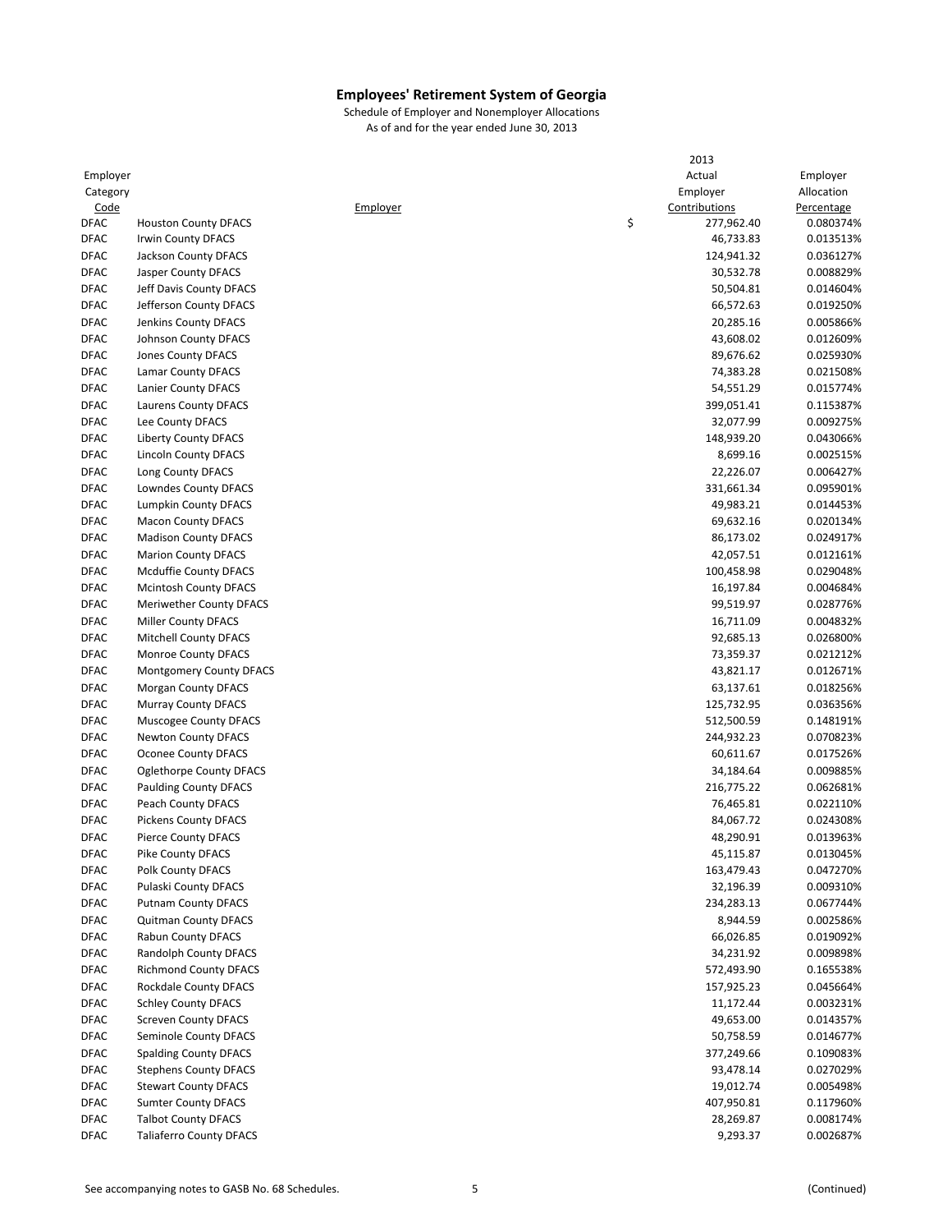**Employees' Retirement System of Georgia**

Schedule of Employer and Nonemployer Allocations

As of and for the year ended June 30, 2013

| Employer Category Code | Employer | 2013 Actual Employer Contributions | Employer Allocation Percentage |
|---|---|---|---|
| DFAC | Houston County DFACS | $ 277,962.40 | 0.080374% |
| DFAC | Irwin County DFACS | 46,733.83 | 0.013513% |
| DFAC | Jackson County DFACS | 124,941.32 | 0.036127% |
| DFAC | Jasper County DFACS | 30,532.78 | 0.008829% |
| DFAC | Jeff Davis County DFACS | 50,504.81 | 0.014604% |
| DFAC | Jefferson County DFACS | 66,572.63 | 0.019250% |
| DFAC | Jenkins County DFACS | 20,285.16 | 0.005866% |
| DFAC | Johnson County DFACS | 43,608.02 | 0.012609% |
| DFAC | Jones County DFACS | 89,676.62 | 0.025930% |
| DFAC | Lamar County DFACS | 74,383.28 | 0.021508% |
| DFAC | Lanier County DFACS | 54,551.29 | 0.015774% |
| DFAC | Laurens County DFACS | 399,051.41 | 0.115387% |
| DFAC | Lee County DFACS | 32,077.99 | 0.009275% |
| DFAC | Liberty County DFACS | 148,939.20 | 0.043066% |
| DFAC | Lincoln County DFACS | 8,699.16 | 0.002515% |
| DFAC | Long County DFACS | 22,226.07 | 0.006427% |
| DFAC | Lowndes County DFACS | 331,661.34 | 0.095901% |
| DFAC | Lumpkin County DFACS | 49,983.21 | 0.014453% |
| DFAC | Macon County DFACS | 69,632.16 | 0.020134% |
| DFAC | Madison County DFACS | 86,173.02 | 0.024917% |
| DFAC | Marion County DFACS | 42,057.51 | 0.012161% |
| DFAC | Mcduffie County DFACS | 100,458.98 | 0.029048% |
| DFAC | Mcintosh County DFACS | 16,197.84 | 0.004684% |
| DFAC | Meriwether County DFACS | 99,519.97 | 0.028776% |
| DFAC | Miller County DFACS | 16,711.09 | 0.004832% |
| DFAC | Mitchell County DFACS | 92,685.13 | 0.026800% |
| DFAC | Monroe County DFACS | 73,359.37 | 0.021212% |
| DFAC | Montgomery County DFACS | 43,821.17 | 0.012671% |
| DFAC | Morgan County DFACS | 63,137.61 | 0.018256% |
| DFAC | Murray County DFACS | 125,732.95 | 0.036356% |
| DFAC | Muscogee County DFACS | 512,500.59 | 0.148191% |
| DFAC | Newton County DFACS | 244,932.23 | 0.070823% |
| DFAC | Oconee County DFACS | 60,611.67 | 0.017526% |
| DFAC | Oglethorpe County DFACS | 34,184.64 | 0.009885% |
| DFAC | Paulding County DFACS | 216,775.22 | 0.062681% |
| DFAC | Peach County DFACS | 76,465.81 | 0.022110% |
| DFAC | Pickens County DFACS | 84,067.72 | 0.024308% |
| DFAC | Pierce County DFACS | 48,290.91 | 0.013963% |
| DFAC | Pike County DFACS | 45,115.87 | 0.013045% |
| DFAC | Polk County DFACS | 163,479.43 | 0.047270% |
| DFAC | Pulaski County DFACS | 32,196.39 | 0.009310% |
| DFAC | Putnam County DFACS | 234,283.13 | 0.067744% |
| DFAC | Quitman County DFACS | 8,944.59 | 0.002586% |
| DFAC | Rabun County DFACS | 66,026.85 | 0.019092% |
| DFAC | Randolph County DFACS | 34,231.92 | 0.009898% |
| DFAC | Richmond County DFACS | 572,493.90 | 0.165538% |
| DFAC | Rockdale County DFACS | 157,925.23 | 0.045664% |
| DFAC | Schley County DFACS | 11,172.44 | 0.003231% |
| DFAC | Screven County DFACS | 49,653.00 | 0.014357% |
| DFAC | Seminole County DFACS | 50,758.59 | 0.014677% |
| DFAC | Spalding County DFACS | 377,249.66 | 0.109083% |
| DFAC | Stephens County DFACS | 93,478.14 | 0.027029% |
| DFAC | Stewart County DFACS | 19,012.74 | 0.005498% |
| DFAC | Sumter County DFACS | 407,950.81 | 0.117960% |
| DFAC | Talbot County DFACS | 28,269.87 | 0.008174% |
| DFAC | Taliaferro County DFACS | 9,293.37 | 0.002687% |

See accompanying notes to GASB No. 68 Schedules.

(Continued)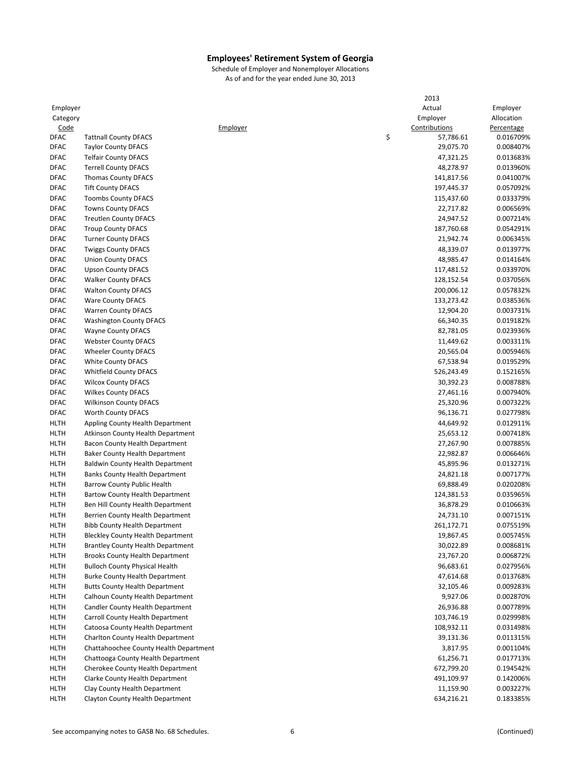## Employees' Retirement System of Georgia

Schedule of Employer and Nonemployer Allocations
As of and for the year ended June 30, 2013

| Employer Category Code | Employer | 2013 Actual Employer Contributions | Employer Allocation Percentage |
|---|---|---|---|
| DFAC | Tattnall County DFACS | $ 57,786.61 | 0.016709% |
| DFAC | Taylor County DFACS | 29,075.70 | 0.008407% |
| DFAC | Telfair County DFACS | 47,321.25 | 0.013683% |
| DFAC | Terrell County DFACS | 48,278.97 | 0.013960% |
| DFAC | Thomas County DFACS | 141,817.56 | 0.041007% |
| DFAC | Tift County DFACS | 197,445.37 | 0.057092% |
| DFAC | Toombs County DFACS | 115,437.60 | 0.033379% |
| DFAC | Towns County DFACS | 22,717.82 | 0.006569% |
| DFAC | Treutlen County DFACS | 24,947.52 | 0.007214% |
| DFAC | Troup County DFACS | 187,760.68 | 0.054291% |
| DFAC | Turner County DFACS | 21,942.74 | 0.006345% |
| DFAC | Twiggs County DFACS | 48,339.07 | 0.013977% |
| DFAC | Union County DFACS | 48,985.47 | 0.014164% |
| DFAC | Upson County DFACS | 117,481.52 | 0.033970% |
| DFAC | Walker County DFACS | 128,152.54 | 0.037056% |
| DFAC | Walton County DFACS | 200,006.12 | 0.057832% |
| DFAC | Ware County DFACS | 133,273.42 | 0.038536% |
| DFAC | Warren County DFACS | 12,904.20 | 0.003731% |
| DFAC | Washington County DFACS | 66,340.35 | 0.019182% |
| DFAC | Wayne County DFACS | 82,781.05 | 0.023936% |
| DFAC | Webster County DFACS | 11,449.62 | 0.003311% |
| DFAC | Wheeler County DFACS | 20,565.04 | 0.005946% |
| DFAC | White County DFACS | 67,538.94 | 0.019529% |
| DFAC | Whitfield County DFACS | 526,243.49 | 0.152165% |
| DFAC | Wilcox County DFACS | 30,392.23 | 0.008788% |
| DFAC | Wilkes County DFACS | 27,461.16 | 0.007940% |
| DFAC | Wilkinson County DFACS | 25,320.96 | 0.007322% |
| DFAC | Worth County DFACS | 96,136.71 | 0.027798% |
| HLTH | Appling County Health Department | 44,649.92 | 0.012911% |
| HLTH | Atkinson County Health Department | 25,653.12 | 0.007418% |
| HLTH | Bacon County Health Department | 27,267.90 | 0.007885% |
| HLTH | Baker County Health Department | 22,982.87 | 0.006646% |
| HLTH | Baldwin County Health Department | 45,895.96 | 0.013271% |
| HLTH | Banks County Health Department | 24,821.18 | 0.007177% |
| HLTH | Barrow County Public Health | 69,888.49 | 0.020208% |
| HLTH | Bartow County Health Department | 124,381.53 | 0.035965% |
| HLTH | Ben Hill County Health Department | 36,878.29 | 0.010663% |
| HLTH | Berrien County Health Department | 24,731.10 | 0.007151% |
| HLTH | Bibb County Health Department | 261,172.71 | 0.075519% |
| HLTH | Bleckley County Health Department | 19,867.45 | 0.005745% |
| HLTH | Brantley County Health Department | 30,022.89 | 0.008681% |
| HLTH | Brooks County Health Department | 23,767.20 | 0.006872% |
| HLTH | Bulloch County Physical Health | 96,683.61 | 0.027956% |
| HLTH | Burke County Health Department | 47,614.68 | 0.013768% |
| HLTH | Butts County Health Department | 32,105.46 | 0.009283% |
| HLTH | Calhoun County Health Department | 9,927.06 | 0.002870% |
| HLTH | Candler County Health Department | 26,936.88 | 0.007789% |
| HLTH | Carroll County Health Department | 103,746.19 | 0.029998% |
| HLTH | Catoosa County Health Department | 108,932.11 | 0.031498% |
| HLTH | Charlton County Health Department | 39,131.36 | 0.011315% |
| HLTH | Chattahoochee County Health Department | 3,817.95 | 0.001104% |
| HLTH | Chattooga County Health Department | 61,256.71 | 0.017713% |
| HLTH | Cherokee County Health Department | 672,799.20 | 0.194542% |
| HLTH | Clarke County Health Department | 491,109.97 | 0.142006% |
| HLTH | Clay County Health Department | 11,159.90 | 0.003227% |
| HLTH | Clayton County Health Department | 634,216.21 | 0.183385% |

See accompanying notes to GASB No. 68 Schedules.

(Continued)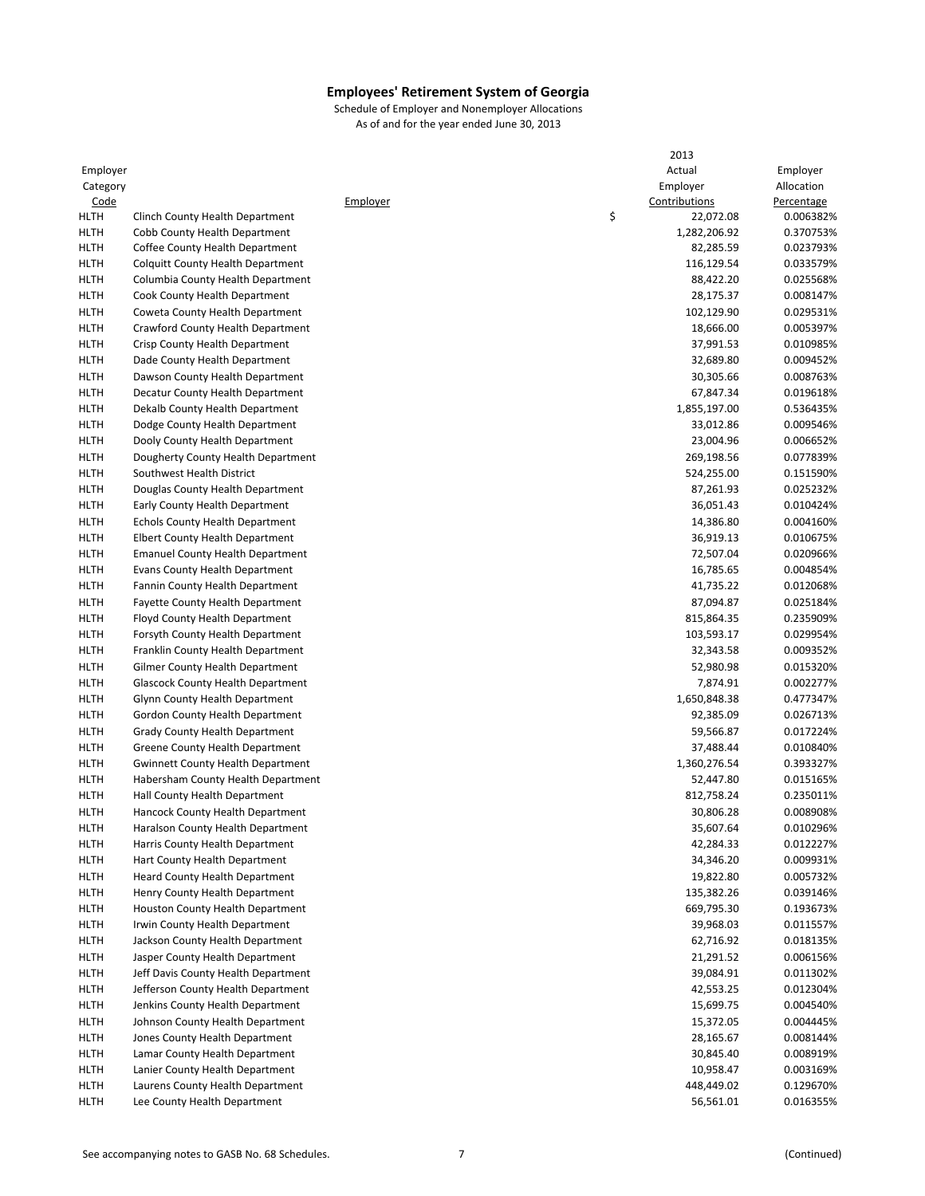**Employees' Retirement System of Georgia**

Schedule of Employer and Nonemployer Allocations

As of and for the year ended June 30, 2013

| Employer Category Code | Employer | 2013 Actual Employer Contributions | Employer Allocation Percentage |
|---|---|---|---|
| HLTH | Clinch County Health Department | $ 22,072.08 | 0.006382% |
| HLTH | Cobb County Health Department | 1,282,206.92 | 0.370753% |
| HLTH | Coffee County Health Department | 82,285.59 | 0.023793% |
| HLTH | Colquitt County Health Department | 116,129.54 | 0.033579% |
| HLTH | Columbia County Health Department | 88,422.20 | 0.025568% |
| HLTH | Cook County Health Department | 28,175.37 | 0.008147% |
| HLTH | Coweta County Health Department | 102,129.90 | 0.029531% |
| HLTH | Crawford County Health Department | 18,666.00 | 0.005397% |
| HLTH | Crisp County Health Department | 37,991.53 | 0.010985% |
| HLTH | Dade County Health Department | 32,689.80 | 0.009452% |
| HLTH | Dawson County Health Department | 30,305.66 | 0.008763% |
| HLTH | Decatur County Health Department | 67,847.34 | 0.019618% |
| HLTH | Dekalb County Health Department | 1,855,197.00 | 0.536435% |
| HLTH | Dodge County Health Department | 33,012.86 | 0.009546% |
| HLTH | Dooly County Health Department | 23,004.96 | 0.006652% |
| HLTH | Dougherty County Health Department | 269,198.56 | 0.077839% |
| HLTH | Southwest Health District | 524,255.00 | 0.151590% |
| HLTH | Douglas County Health Department | 87,261.93 | 0.025232% |
| HLTH | Early County Health Department | 36,051.43 | 0.010424% |
| HLTH | Echols County Health Department | 14,386.80 | 0.004160% |
| HLTH | Elbert County Health Department | 36,919.13 | 0.010675% |
| HLTH | Emanuel County Health Department | 72,507.04 | 0.020966% |
| HLTH | Evans County Health Department | 16,785.65 | 0.004854% |
| HLTH | Fannin County Health Department | 41,735.22 | 0.012068% |
| HLTH | Fayette County Health Department | 87,094.87 | 0.025184% |
| HLTH | Floyd County Health Department | 815,864.35 | 0.235909% |
| HLTH | Forsyth County Health Department | 103,593.17 | 0.029954% |
| HLTH | Franklin County Health Department | 32,343.58 | 0.009352% |
| HLTH | Gilmer County Health Department | 52,980.98 | 0.015320% |
| HLTH | Glascock County Health Department | 7,874.91 | 0.002277% |
| HLTH | Glynn County Health Department | 1,650,848.38 | 0.477347% |
| HLTH | Gordon County Health Department | 92,385.09 | 0.026713% |
| HLTH | Grady County Health Department | 59,566.87 | 0.017224% |
| HLTH | Greene County Health Department | 37,488.44 | 0.010840% |
| HLTH | Gwinnett County Health Department | 1,360,276.54 | 0.393327% |
| HLTH | Habersham County Health Department | 52,447.80 | 0.015165% |
| HLTH | Hall County Health Department | 812,758.24 | 0.235011% |
| HLTH | Hancock County Health Department | 30,806.28 | 0.008908% |
| HLTH | Haralson County Health Department | 35,607.64 | 0.010296% |
| HLTH | Harris County Health Department | 42,284.33 | 0.012227% |
| HLTH | Hart County Health Department | 34,346.20 | 0.009931% |
| HLTH | Heard County Health Department | 19,822.80 | 0.005732% |
| HLTH | Henry County Health Department | 135,382.26 | 0.039146% |
| HLTH | Houston County Health Department | 669,795.30 | 0.193673% |
| HLTH | Irwin County Health Department | 39,968.03 | 0.011557% |
| HLTH | Jackson County Health Department | 62,716.92 | 0.018135% |
| HLTH | Jasper County Health Department | 21,291.52 | 0.006156% |
| HLTH | Jeff Davis County Health Department | 39,084.91 | 0.011302% |
| HLTH | Jefferson County Health Department | 42,553.25 | 0.012304% |
| HLTH | Jenkins County Health Department | 15,699.75 | 0.004540% |
| HLTH | Johnson County Health Department | 15,372.05 | 0.004445% |
| HLTH | Jones County Health Department | 28,165.67 | 0.008144% |
| HLTH | Lamar County Health Department | 30,845.40 | 0.008919% |
| HLTH | Lanier County Health Department | 10,958.47 | 0.003169% |
| HLTH | Laurens County Health Department | 448,449.02 | 0.129670% |
| HLTH | Lee County Health Department | 56,561.01 | 0.016355% |

See accompanying notes to GASB No. 68 Schedules.

(Continued)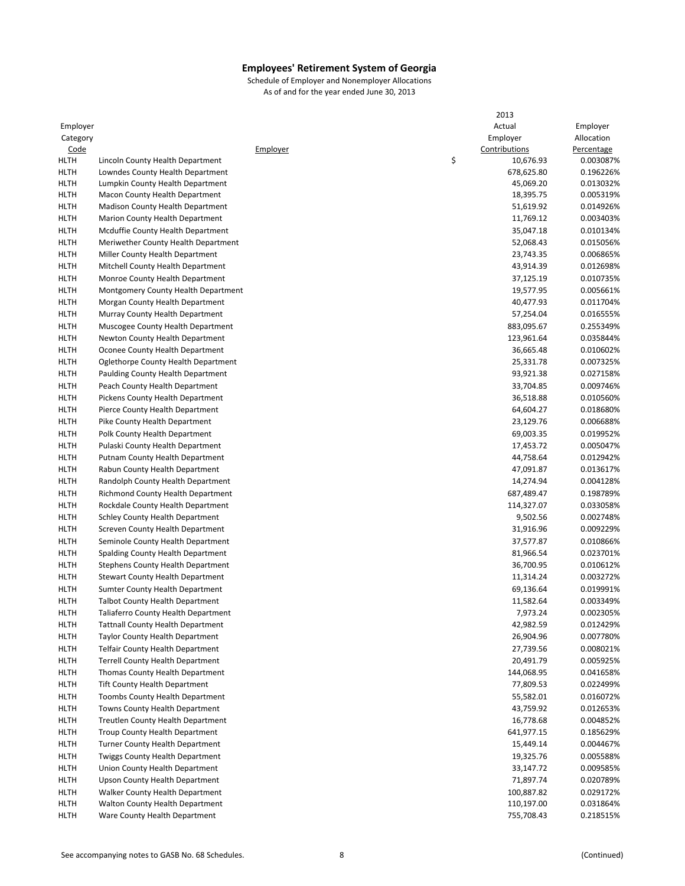# Employees' Retirement System of Georgia

Schedule of Employer and Nonemployer Allocations

As of and for the year ended June 30, 2013

| Employer Category Code | Employer | 2013 Actual Employer Contributions | Employer Allocation Percentage |
|---|---|---|---|
| HLTH | Lincoln County Health Department | $ 10,676.93 | 0.003087% |
| HLTH | Lowndes County Health Department | 678,625.80 | 0.196226% |
| HLTH | Lumpkin County Health Department | 45,069.20 | 0.013032% |
| HLTH | Macon County Health Department | 18,395.75 | 0.005319% |
| HLTH | Madison County Health Department | 51,619.92 | 0.014926% |
| HLTH | Marion County Health Department | 11,769.12 | 0.003403% |
| HLTH | Mcduffie County Health Department | 35,047.18 | 0.010134% |
| HLTH | Meriwether County Health Department | 52,068.43 | 0.015056% |
| HLTH | Miller County Health Department | 23,743.35 | 0.006865% |
| HLTH | Mitchell County Health Department | 43,914.39 | 0.012698% |
| HLTH | Monroe County Health Department | 37,125.19 | 0.010735% |
| HLTH | Montgomery County Health Department | 19,577.95 | 0.005661% |
| HLTH | Morgan County Health Department | 40,477.93 | 0.011704% |
| HLTH | Murray County Health Department | 57,254.04 | 0.016555% |
| HLTH | Muscogee County Health Department | 883,095.67 | 0.255349% |
| HLTH | Newton County Health Department | 123,961.64 | 0.035844% |
| HLTH | Oconee County Health Department | 36,665.48 | 0.010602% |
| HLTH | Oglethorpe County Health Department | 25,331.78 | 0.007325% |
| HLTH | Paulding County Health Department | 93,921.38 | 0.027158% |
| HLTH | Peach County Health Department | 33,704.85 | 0.009746% |
| HLTH | Pickens County Health Department | 36,518.88 | 0.010560% |
| HLTH | Pierce County Health Department | 64,604.27 | 0.018680% |
| HLTH | Pike County Health Department | 23,129.76 | 0.006688% |
| HLTH | Polk County Health Department | 69,003.35 | 0.019952% |
| HLTH | Pulaski County Health Department | 17,453.72 | 0.005047% |
| HLTH | Putnam County Health Department | 44,758.64 | 0.012942% |
| HLTH | Rabun County Health Department | 47,091.87 | 0.013617% |
| HLTH | Randolph County Health Department | 14,274.94 | 0.004128% |
| HLTH | Richmond County Health Department | 687,489.47 | 0.198789% |
| HLTH | Rockdale County Health Department | 114,327.07 | 0.033058% |
| HLTH | Schley County Health Department | 9,502.56 | 0.002748% |
| HLTH | Screven County Health Department | 31,916.96 | 0.009229% |
| HLTH | Seminole County Health Department | 37,577.87 | 0.010866% |
| HLTH | Spalding County Health Department | 81,966.54 | 0.023701% |
| HLTH | Stephens County Health Department | 36,700.95 | 0.010612% |
| HLTH | Stewart County Health Department | 11,314.24 | 0.003272% |
| HLTH | Sumter County Health Department | 69,136.64 | 0.019991% |
| HLTH | Talbot County Health Department | 11,582.64 | 0.003349% |
| HLTH | Taliaferro County Health Department | 7,973.24 | 0.002305% |
| HLTH | Tattnall County Health Department | 42,982.59 | 0.012429% |
| HLTH | Taylor County Health Department | 26,904.96 | 0.007780% |
| HLTH | Telfair County Health Department | 27,739.56 | 0.008021% |
| HLTH | Terrell County Health Department | 20,491.79 | 0.005925% |
| HLTH | Thomas County Health Department | 144,068.95 | 0.041658% |
| HLTH | Tift County Health Department | 77,809.53 | 0.022499% |
| HLTH | Toombs County Health Department | 55,582.01 | 0.016072% |
| HLTH | Towns County Health Department | 43,759.92 | 0.012653% |
| HLTH | Treutlen County Health Department | 16,778.68 | 0.004852% |
| HLTH | Troup County Health Department | 641,977.15 | 0.185629% |
| HLTH | Turner County Health Department | 15,449.14 | 0.004467% |
| HLTH | Twiggs County Health Department | 19,325.76 | 0.005588% |
| HLTH | Union County Health Department | 33,147.72 | 0.009585% |
| HLTH | Upson County Health Department | 71,897.74 | 0.020789% |
| HLTH | Walker County Health Department | 100,887.82 | 0.029172% |
| HLTH | Walton County Health Department | 110,197.00 | 0.031864% |
| HLTH | Ware County Health Department | 755,708.43 | 0.218515% |

See accompanying notes to GASB No. 68 Schedules.

(Continued)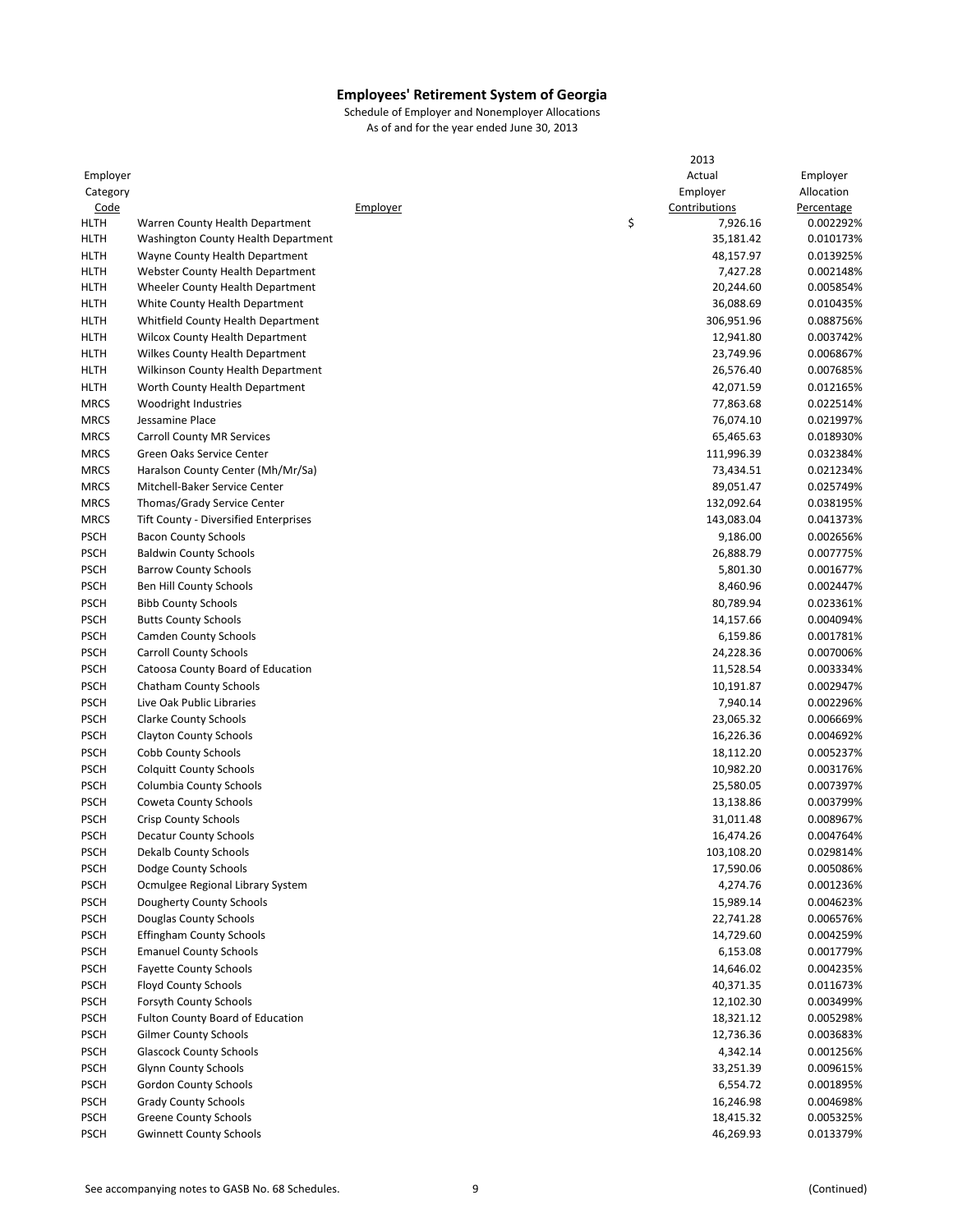**Employees' Retirement System of Georgia**

Schedule of Employer and Nonemployer Allocations

As of and for the year ended June 30, 2013

| Employer Category Code | Employer | 2013 Actual Employer Contributions | Employer Allocation Percentage |
|---|---|---|---|
| HLTH | Warren County Health Department | $ 7,926.16 | 0.002292% |
| HLTH | Washington County Health Department | 35,181.42 | 0.010173% |
| HLTH | Wayne County Health Department | 48,157.97 | 0.013925% |
| HLTH | Webster County Health Department | 7,427.28 | 0.002148% |
| HLTH | Wheeler County Health Department | 20,244.60 | 0.005854% |
| HLTH | White County Health Department | 36,088.69 | 0.010435% |
| HLTH | Whitfield County Health Department | 306,951.96 | 0.088756% |
| HLTH | Wilcox County Health Department | 12,941.80 | 0.003742% |
| HLTH | Wilkes County Health Department | 23,749.96 | 0.006867% |
| HLTH | Wilkinson County Health Department | 26,576.40 | 0.007685% |
| HLTH | Worth County Health Department | 42,071.59 | 0.012165% |
| MRCS | Woodright Industries | 77,863.68 | 0.022514% |
| MRCS | Jessamine Place | 76,074.10 | 0.021997% |
| MRCS | Carroll County MR Services | 65,465.63 | 0.018930% |
| MRCS | Green Oaks Service Center | 111,996.39 | 0.032384% |
| MRCS | Haralson County Center (Mh/Mr/Sa) | 73,434.51 | 0.021234% |
| MRCS | Mitchell-Baker Service Center | 89,051.47 | 0.025749% |
| MRCS | Thomas/Grady Service Center | 132,092.64 | 0.038195% |
| MRCS | Tift County - Diversified Enterprises | 143,083.04 | 0.041373% |
| PSCH | Bacon County Schools | 9,186.00 | 0.002656% |
| PSCH | Baldwin County Schools | 26,888.79 | 0.007775% |
| PSCH | Barrow County Schools | 5,801.30 | 0.001677% |
| PSCH | Ben Hill County Schools | 8,460.96 | 0.002447% |
| PSCH | Bibb County Schools | 80,789.94 | 0.023361% |
| PSCH | Butts County Schools | 14,157.66 | 0.004094% |
| PSCH | Camden County Schools | 6,159.86 | 0.001781% |
| PSCH | Carroll County Schools | 24,228.36 | 0.007006% |
| PSCH | Catoosa County Board of Education | 11,528.54 | 0.003334% |
| PSCH | Chatham County Schools | 10,191.87 | 0.002947% |
| PSCH | Live Oak Public Libraries | 7,940.14 | 0.002296% |
| PSCH | Clarke County Schools | 23,065.32 | 0.006669% |
| PSCH | Clayton County Schools | 16,226.36 | 0.004692% |
| PSCH | Cobb County Schools | 18,112.20 | 0.005237% |
| PSCH | Colquitt County Schools | 10,982.20 | 0.003176% |
| PSCH | Columbia County Schools | 25,580.05 | 0.007397% |
| PSCH | Coweta County Schools | 13,138.86 | 0.003799% |
| PSCH | Crisp County Schools | 31,011.48 | 0.008967% |
| PSCH | Decatur County Schools | 16,474.26 | 0.004764% |
| PSCH | Dekalb County Schools | 103,108.20 | 0.029814% |
| PSCH | Dodge County Schools | 17,590.06 | 0.005086% |
| PSCH | Ocmulgee Regional Library System | 4,274.76 | 0.001236% |
| PSCH | Dougherty County Schools | 15,989.14 | 0.004623% |
| PSCH | Douglas County Schools | 22,741.28 | 0.006576% |
| PSCH | Effingham County Schools | 14,729.60 | 0.004259% |
| PSCH | Emanuel County Schools | 6,153.08 | 0.001779% |
| PSCH | Fayette County Schools | 14,646.02 | 0.004235% |
| PSCH | Floyd County Schools | 40,371.35 | 0.011673% |
| PSCH | Forsyth County Schools | 12,102.30 | 0.003499% |
| PSCH | Fulton County Board of Education | 18,321.12 | 0.005298% |
| PSCH | Gilmer County Schools | 12,736.36 | 0.003683% |
| PSCH | Glascock County Schools | 4,342.14 | 0.001256% |
| PSCH | Glynn County Schools | 33,251.39 | 0.009615% |
| PSCH | Gordon County Schools | 6,554.72 | 0.001895% |
| PSCH | Grady County Schools | 16,246.98 | 0.004698% |
| PSCH | Greene County Schools | 18,415.32 | 0.005325% |
| PSCH | Gwinnett County Schools | 46,269.93 | 0.013379% |

See accompanying notes to GASB No. 68 Schedules.

(Continued)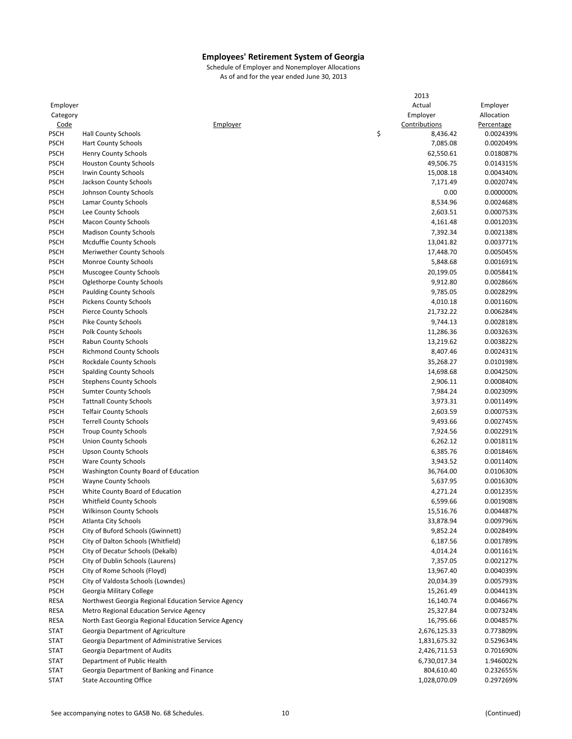# Employees' Retirement System of Georgia

Schedule of Employer and Nonemployer Allocations

As of and for the year ended June 30, 2013

| Employer Category Code | Employer | 2013 Actual Employer Contributions | Employer Allocation Percentage |
|---|---|---|---|
| PSCH | Hall County Schools | $ 8,436.42 | 0.002439% |
| PSCH | Hart County Schools | 7,085.08 | 0.002049% |
| PSCH | Henry County Schools | 62,550.61 | 0.018087% |
| PSCH | Houston County Schools | 49,506.75 | 0.014315% |
| PSCH | Irwin County Schools | 15,008.18 | 0.004340% |
| PSCH | Jackson County Schools | 7,171.49 | 0.002074% |
| PSCH | Johnson County Schools | 0.00 | 0.000000% |
| PSCH | Lamar County Schools | 8,534.96 | 0.002468% |
| PSCH | Lee County Schools | 2,603.51 | 0.000753% |
| PSCH | Macon County Schools | 4,161.48 | 0.001203% |
| PSCH | Madison County Schools | 7,392.34 | 0.002138% |
| PSCH | Mcduffie County Schools | 13,041.82 | 0.003771% |
| PSCH | Meriwether County Schools | 17,448.70 | 0.005045% |
| PSCH | Monroe County Schools | 5,848.68 | 0.001691% |
| PSCH | Muscogee County Schools | 20,199.05 | 0.005841% |
| PSCH | Oglethorpe County Schools | 9,912.80 | 0.002866% |
| PSCH | Paulding County Schools | 9,785.05 | 0.002829% |
| PSCH | Pickens County Schools | 4,010.18 | 0.001160% |
| PSCH | Pierce County Schools | 21,732.22 | 0.006284% |
| PSCH | Pike County Schools | 9,744.13 | 0.002818% |
| PSCH | Polk County Schools | 11,286.36 | 0.003263% |
| PSCH | Rabun County Schools | 13,219.62 | 0.003822% |
| PSCH | Richmond County Schools | 8,407.46 | 0.002431% |
| PSCH | Rockdale County Schools | 35,268.27 | 0.010198% |
| PSCH | Spalding County Schools | 14,698.68 | 0.004250% |
| PSCH | Stephens County Schools | 2,906.11 | 0.000840% |
| PSCH | Sumter County Schools | 7,984.24 | 0.002309% |
| PSCH | Tattnall County Schools | 3,973.31 | 0.001149% |
| PSCH | Telfair County Schools | 2,603.59 | 0.000753% |
| PSCH | Terrell County Schools | 9,493.66 | 0.002745% |
| PSCH | Troup County Schools | 7,924.56 | 0.002291% |
| PSCH | Union County Schools | 6,262.12 | 0.001811% |
| PSCH | Upson County Schools | 6,385.76 | 0.001846% |
| PSCH | Ware County Schools | 3,943.52 | 0.001140% |
| PSCH | Washington County Board of Education | 36,764.00 | 0.010630% |
| PSCH | Wayne County Schools | 5,637.95 | 0.001630% |
| PSCH | White County Board of Education | 4,271.24 | 0.001235% |
| PSCH | Whitfield County Schools | 6,599.66 | 0.001908% |
| PSCH | Wilkinson County Schools | 15,516.76 | 0.004487% |
| PSCH | Atlanta City Schools | 33,878.94 | 0.009796% |
| PSCH | City of Buford Schools (Gwinnett) | 9,852.24 | 0.002849% |
| PSCH | City of Dalton Schools (Whitfield) | 6,187.56 | 0.001789% |
| PSCH | City of Decatur Schools (Dekalb) | 4,014.24 | 0.001161% |
| PSCH | City of Dublin Schools (Laurens) | 7,357.05 | 0.002127% |
| PSCH | City of Rome Schools (Floyd) | 13,967.40 | 0.004039% |
| PSCH | City of Valdosta Schools (Lowndes) | 20,034.39 | 0.005793% |
| PSCH | Georgia Military College | 15,261.49 | 0.004413% |
| RESA | Northwest Georgia Regional Education Service Agency | 16,140.74 | 0.004667% |
| RESA | Metro Regional Education Service Agency | 25,327.84 | 0.007324% |
| RESA | North East Georgia Regional Education Service Agency | 16,795.66 | 0.004857% |
| STAT | Georgia Department of Agriculture | 2,676,125.33 | 0.773809% |
| STAT | Georgia Department of Administrative Services | 1,831,675.32 | 0.529634% |
| STAT | Georgia Department of Audits | 2,426,711.53 | 0.701690% |
| STAT | Department of Public Health | 6,730,017.34 | 1.946002% |
| STAT | Georgia Department of Banking and Finance | 804,610.40 | 0.232655% |
| STAT | State Accounting Office | 1,028,070.09 | 0.297269% |

See accompanying notes to GASB No. 68 Schedules.

(Continued)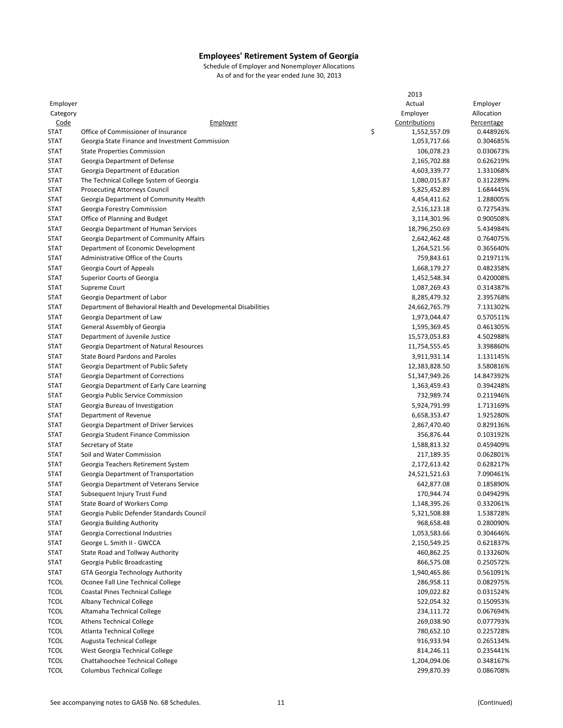# Employees' Retirement System of Georgia

Schedule of Employer and Nonemployer Allocations

As of and for the year ended June 30, 2013

| Employer Category Code | Employer | 2013 Actual Employer Contributions | Employer Allocation Percentage |
|---|---|---|---|
| STAT | Office of Commissioner of Insurance | $ 1,552,557.09 | 0.448926% |
| STAT | Georgia State Finance and Investment Commission | 1,053,717.66 | 0.304685% |
| STAT | State Properties Commission | 106,078.23 | 0.030673% |
| STAT | Georgia Department of Defense | 2,165,702.88 | 0.626219% |
| STAT | Georgia Department of Education | 4,603,339.77 | 1.331068% |
| STAT | The Technical College System of Georgia | 1,080,015.87 | 0.312289% |
| STAT | Prosecuting Attorneys Council | 5,825,452.89 | 1.684445% |
| STAT | Georgia Department of Community Health | 4,454,411.62 | 1.288005% |
| STAT | Georgia Forestry Commission | 2,516,123.18 | 0.727543% |
| STAT | Office of Planning and Budget | 3,114,301.96 | 0.900508% |
| STAT | Georgia Department of Human Services | 18,796,250.69 | 5.434984% |
| STAT | Georgia Department of Community Affairs | 2,642,462.48 | 0.764075% |
| STAT | Department of Economic Development | 1,264,521.56 | 0.365640% |
| STAT | Administrative Office of the Courts | 759,843.61 | 0.219711% |
| STAT | Georgia Court of Appeals | 1,668,179.27 | 0.482358% |
| STAT | Superior Courts of Georgia | 1,452,548.34 | 0.420008% |
| STAT | Supreme Court | 1,087,269.43 | 0.314387% |
| STAT | Georgia Department of Labor | 8,285,479.32 | 2.395768% |
| STAT | Department of Behavioral Health and Developmental Disabilities | 24,662,765.79 | 7.131302% |
| STAT | Georgia Department of Law | 1,973,044.47 | 0.570511% |
| STAT | General Assembly of Georgia | 1,595,369.45 | 0.461305% |
| STAT | Department of Juvenile Justice | 15,573,053.83 | 4.502988% |
| STAT | Georgia Department of Natural Resources | 11,754,555.45 | 3.398860% |
| STAT | State Board Pardons and Paroles | 3,911,931.14 | 1.131145% |
| STAT | Georgia Department of Public Safety | 12,383,828.50 | 3.580816% |
| STAT | Georgia Department of Corrections | 51,347,949.26 | 14.847392% |
| STAT | Georgia Department of Early Care Learning | 1,363,459.43 | 0.394248% |
| STAT | Georgia Public Service Commission | 732,989.74 | 0.211946% |
| STAT | Georgia Bureau of Investigation | 5,924,791.99 | 1.713169% |
| STAT | Department of Revenue | 6,658,353.47 | 1.925280% |
| STAT | Georgia Department of Driver Services | 2,867,470.40 | 0.829136% |
| STAT | Georgia Student Finance Commission | 356,876.44 | 0.103192% |
| STAT | Secretary of State | 1,588,813.32 | 0.459409% |
| STAT | Soil and Water Commission | 217,189.35 | 0.062801% |
| STAT | Georgia Teachers Retirement System | 2,172,613.42 | 0.628217% |
| STAT | Georgia Department of Transportation | 24,521,521.63 | 7.090461% |
| STAT | Georgia Department of Veterans Service | 642,877.08 | 0.185890% |
| STAT | Subsequent Injury Trust Fund | 170,944.74 | 0.049429% |
| STAT | State Board of Workers Comp | 1,148,395.26 | 0.332061% |
| STAT | Georgia Public Defender Standards Council | 5,321,508.88 | 1.538728% |
| STAT | Georgia Building Authority | 968,658.48 | 0.280090% |
| STAT | Georgia Correctional Industries | 1,053,583.66 | 0.304646% |
| STAT | George L. Smith II - GWCCA | 2,150,549.25 | 0.621837% |
| STAT | State Road and Tollway Authority | 460,862.25 | 0.133260% |
| STAT | Georgia Public Broadcasting | 866,575.08 | 0.250572% |
| STAT | GTA Georgia Technology Authority | 1,940,465.86 | 0.561091% |
| TCOL | Oconee Fall Line Technical College | 286,958.11 | 0.082975% |
| TCOL | Coastal Pines Technical College | 109,022.82 | 0.031524% |
| TCOL | Albany Technical College | 522,054.32 | 0.150953% |
| TCOL | Altamaha Technical College | 234,111.72 | 0.067694% |
| TCOL | Athens Technical College | 269,038.90 | 0.077793% |
| TCOL | Atlanta Technical College | 780,652.10 | 0.225728% |
| TCOL | Augusta Technical College | 916,933.94 | 0.265134% |
| TCOL | West Georgia Technical College | 814,246.11 | 0.235441% |
| TCOL | Chattahoochee Technical College | 1,204,094.06 | 0.348167% |
| TCOL | Columbus Technical College | 299,870.39 | 0.086708% |

See accompanying notes to GASB No. 68 Schedules.

(Continued)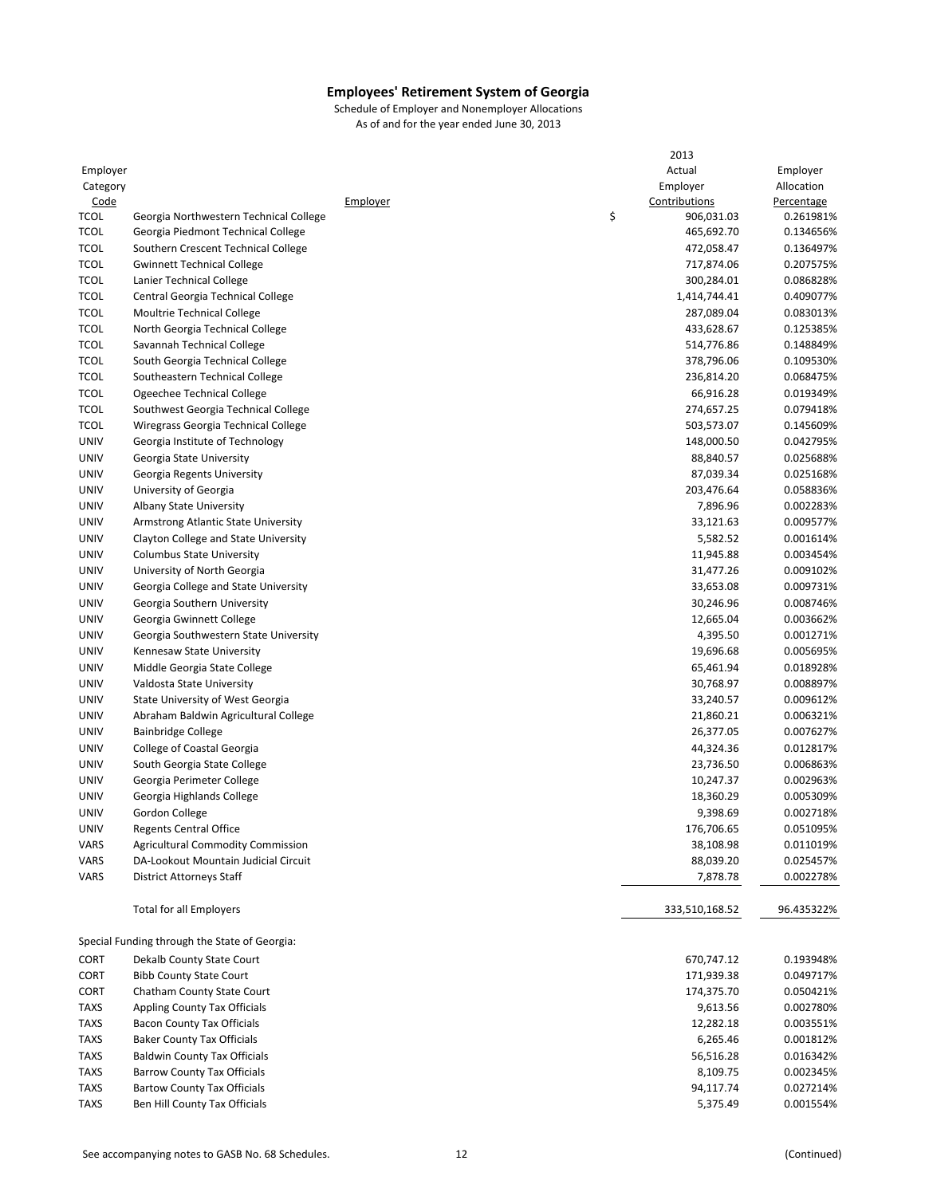# Employees' Retirement System of Georgia

Schedule of Employer and Nonemployer Allocations

As of and for the year ended June 30, 2013

| Employer Category Code | Employer | 2013 Actual Employer Contributions | Employer Allocation Percentage |
|---|---|---|---|
| TCOL | Georgia Northwestern Technical College | $ 906,031.03 | 0.261981% |
| TCOL | Georgia Piedmont Technical College | 465,692.70 | 0.134656% |
| TCOL | Southern Crescent Technical College | 472,058.47 | 0.136497% |
| TCOL | Gwinnett Technical College | 717,874.06 | 0.207575% |
| TCOL | Lanier Technical College | 300,284.01 | 0.086828% |
| TCOL | Central Georgia Technical College | 1,414,744.41 | 0.409077% |
| TCOL | Moultrie Technical College | 287,089.04 | 0.083013% |
| TCOL | North Georgia Technical College | 433,628.67 | 0.125385% |
| TCOL | Savannah Technical College | 514,776.86 | 0.148849% |
| TCOL | South Georgia Technical College | 378,796.06 | 0.109530% |
| TCOL | Southeastern Technical College | 236,814.20 | 0.068475% |
| TCOL | Ogeechee Technical College | 66,916.28 | 0.019349% |
| TCOL | Southwest Georgia Technical College | 274,657.25 | 0.079418% |
| TCOL | Wiregrass Georgia Technical College | 503,573.07 | 0.145609% |
| UNIV | Georgia Institute of Technology | 148,000.50 | 0.042795% |
| UNIV | Georgia State University | 88,840.57 | 0.025688% |
| UNIV | Georgia Regents University | 87,039.34 | 0.025168% |
| UNIV | University of Georgia | 203,476.64 | 0.058836% |
| UNIV | Albany State University | 7,896.96 | 0.002283% |
| UNIV | Armstrong Atlantic State University | 33,121.63 | 0.009577% |
| UNIV | Clayton College and State University | 5,582.52 | 0.001614% |
| UNIV | Columbus State University | 11,945.88 | 0.003454% |
| UNIV | University of North Georgia | 31,477.26 | 0.009102% |
| UNIV | Georgia College and State University | 33,653.08 | 0.009731% |
| UNIV | Georgia Southern University | 30,246.96 | 0.008746% |
| UNIV | Georgia Gwinnett College | 12,665.04 | 0.003662% |
| UNIV | Georgia Southwestern State University | 4,395.50 | 0.001271% |
| UNIV | Kennesaw State University | 19,696.68 | 0.005695% |
| UNIV | Middle Georgia State College | 65,461.94 | 0.018928% |
| UNIV | Valdosta State University | 30,768.97 | 0.008897% |
| UNIV | State University of West Georgia | 33,240.57 | 0.009612% |
| UNIV | Abraham Baldwin Agricultural College | 21,860.21 | 0.006321% |
| UNIV | Bainbridge College | 26,377.05 | 0.007627% |
| UNIV | College of Coastal Georgia | 44,324.36 | 0.012817% |
| UNIV | South Georgia State College | 23,736.50 | 0.006863% |
| UNIV | Georgia Perimeter College | 10,247.37 | 0.002963% |
| UNIV | Georgia Highlands College | 18,360.29 | 0.005309% |
| UNIV | Gordon College | 9,398.69 | 0.002718% |
| UNIV | Regents Central Office | 176,706.65 | 0.051095% |
| VARS | Agricultural Commodity Commission | 38,108.98 | 0.011019% |
| VARS | DA-Lookout Mountain Judicial Circuit | 88,039.20 | 0.025457% |
| VARS | District Attorneys Staff | 7,878.78 | 0.002278% |
| | Total for all Employers | 333,510,168.52 | 96.435322% |
| | Special Funding through the State of Georgia: | | |
| CORT | Dekalb County State Court | 670,747.12 | 0.193948% |
| CORT | Bibb County State Court | 171,939.38 | 0.049717% |
| CORT | Chatham County State Court | 174,375.70 | 0.050421% |
| TAXS | Appling County Tax Officials | 9,613.56 | 0.002780% |
| TAXS | Bacon County Tax Officials | 12,282.18 | 0.003551% |
| TAXS | Baker County Tax Officials | 6,265.46 | 0.001812% |
| TAXS | Baldwin County Tax Officials | 56,516.28 | 0.016342% |
| TAXS | Barrow County Tax Officials | 8,109.75 | 0.002345% |
| TAXS | Bartow County Tax Officials | 94,117.74 | 0.027214% |
| TAXS | Ben Hill County Tax Officials | 5,375.49 | 0.001554% |

See accompanying notes to GASB No. 68 Schedules.

(Continued)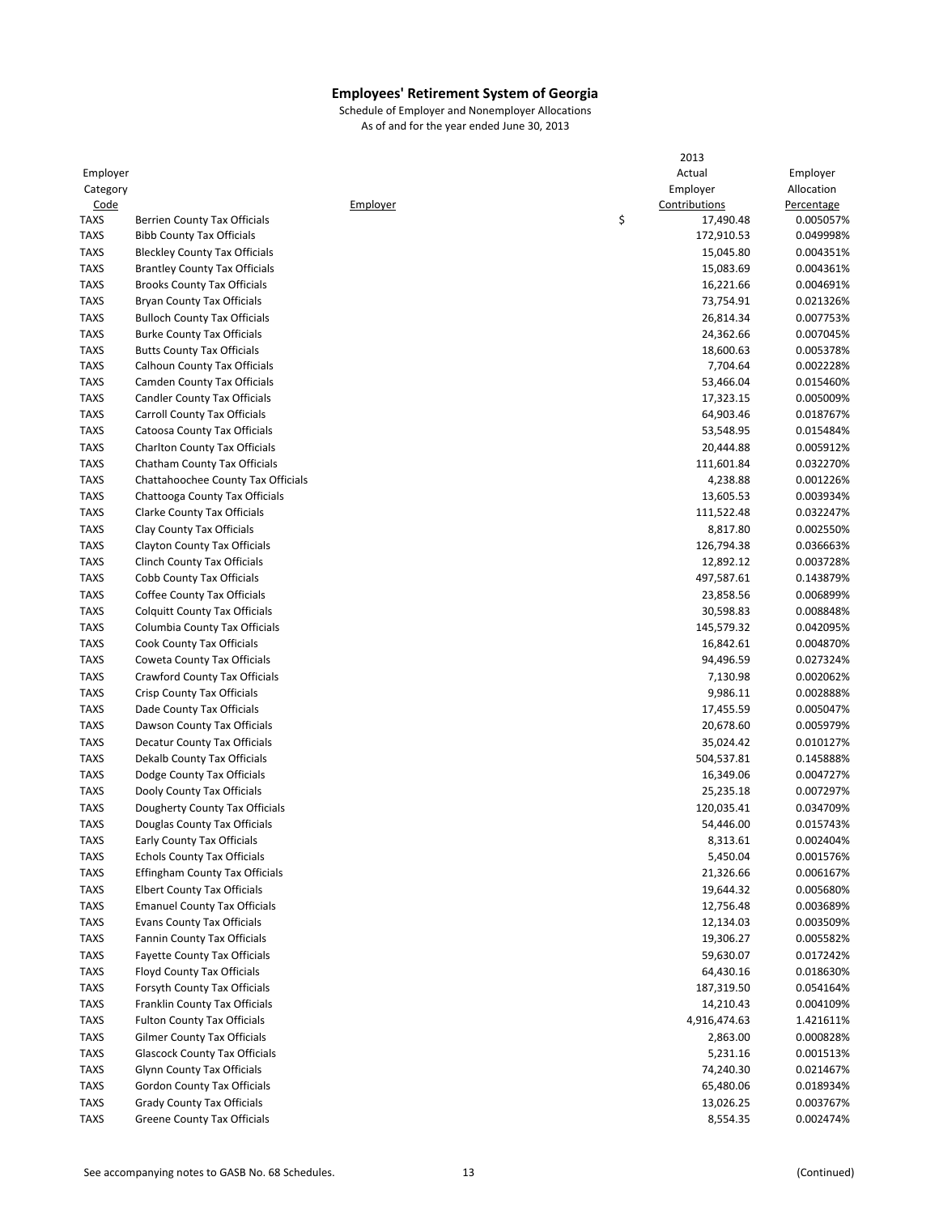# Employees' Retirement System of Georgia

Schedule of Employer and Nonemployer Allocations

As of and for the year ended June 30, 2013

| Employer Category Code | Employer | 2013 Actual Employer Contributions | Employer Allocation Percentage |
|---|---|---|---|
| TAXS | Berrien County Tax Officials | $ 17,490.48 | 0.005057% |
| TAXS | Bibb County Tax Officials | 172,910.53 | 0.049998% |
| TAXS | Bleckley County Tax Officials | 15,045.80 | 0.004351% |
| TAXS | Brantley County Tax Officials | 15,083.69 | 0.004361% |
| TAXS | Brooks County Tax Officials | 16,221.66 | 0.004691% |
| TAXS | Bryan County Tax Officials | 73,754.91 | 0.021326% |
| TAXS | Bulloch County Tax Officials | 26,814.34 | 0.007753% |
| TAXS | Burke County Tax Officials | 24,362.66 | 0.007045% |
| TAXS | Butts County Tax Officials | 18,600.63 | 0.005378% |
| TAXS | Calhoun County Tax Officials | 7,704.64 | 0.002228% |
| TAXS | Camden County Tax Officials | 53,466.04 | 0.015460% |
| TAXS | Candler County Tax Officials | 17,323.15 | 0.005009% |
| TAXS | Carroll County Tax Officials | 64,903.46 | 0.018767% |
| TAXS | Catoosa County Tax Officials | 53,548.95 | 0.015484% |
| TAXS | Charlton County Tax Officials | 20,444.88 | 0.005912% |
| TAXS | Chatham County Tax Officials | 111,601.84 | 0.032270% |
| TAXS | Chattahoochee County Tax Officials | 4,238.88 | 0.001226% |
| TAXS | Chattooga County Tax Officials | 13,605.53 | 0.003934% |
| TAXS | Clarke County Tax Officials | 111,522.48 | 0.032247% |
| TAXS | Clay County Tax Officials | 8,817.80 | 0.002550% |
| TAXS | Clayton County Tax Officials | 126,794.38 | 0.036663% |
| TAXS | Clinch County Tax Officials | 12,892.12 | 0.003728% |
| TAXS | Cobb County Tax Officials | 497,587.61 | 0.143879% |
| TAXS | Coffee County Tax Officials | 23,858.56 | 0.006899% |
| TAXS | Colquitt County Tax Officials | 30,598.83 | 0.008848% |
| TAXS | Columbia County Tax Officials | 145,579.32 | 0.042095% |
| TAXS | Cook County Tax Officials | 16,842.61 | 0.004870% |
| TAXS | Coweta County Tax Officials | 94,496.59 | 0.027324% |
| TAXS | Crawford County Tax Officials | 7,130.98 | 0.002062% |
| TAXS | Crisp County Tax Officials | 9,986.11 | 0.002888% |
| TAXS | Dade County Tax Officials | 17,455.59 | 0.005047% |
| TAXS | Dawson County Tax Officials | 20,678.60 | 0.005979% |
| TAXS | Decatur County Tax Officials | 35,024.42 | 0.010127% |
| TAXS | Dekalb County Tax Officials | 504,537.81 | 0.145888% |
| TAXS | Dodge County Tax Officials | 16,349.06 | 0.004727% |
| TAXS | Dooly County Tax Officials | 25,235.18 | 0.007297% |
| TAXS | Dougherty County Tax Officials | 120,035.41 | 0.034709% |
| TAXS | Douglas County Tax Officials | 54,446.00 | 0.015743% |
| TAXS | Early County Tax Officials | 8,313.61 | 0.002404% |
| TAXS | Echols County Tax Officials | 5,450.04 | 0.001576% |
| TAXS | Effingham County Tax Officials | 21,326.66 | 0.006167% |
| TAXS | Elbert County Tax Officials | 19,644.32 | 0.005680% |
| TAXS | Emanuel County Tax Officials | 12,756.48 | 0.003689% |
| TAXS | Evans County Tax Officials | 12,134.03 | 0.003509% |
| TAXS | Fannin County Tax Officials | 19,306.27 | 0.005582% |
| TAXS | Fayette County Tax Officials | 59,630.07 | 0.017242% |
| TAXS | Floyd County Tax Officials | 64,430.16 | 0.018630% |
| TAXS | Forsyth County Tax Officials | 187,319.50 | 0.054164% |
| TAXS | Franklin County Tax Officials | 14,210.43 | 0.004109% |
| TAXS | Fulton County Tax Officials | 4,916,474.63 | 1.421611% |
| TAXS | Gilmer County Tax Officials | 2,863.00 | 0.000828% |
| TAXS | Glascock County Tax Officials | 5,231.16 | 0.001513% |
| TAXS | Glynn County Tax Officials | 74,240.30 | 0.021467% |
| TAXS | Gordon County Tax Officials | 65,480.06 | 0.018934% |
| TAXS | Grady County Tax Officials | 13,026.25 | 0.003767% |
| TAXS | Greene County Tax Officials | 8,554.35 | 0.002474% |

See accompanying notes to GASB No. 68 Schedules.

(Continued)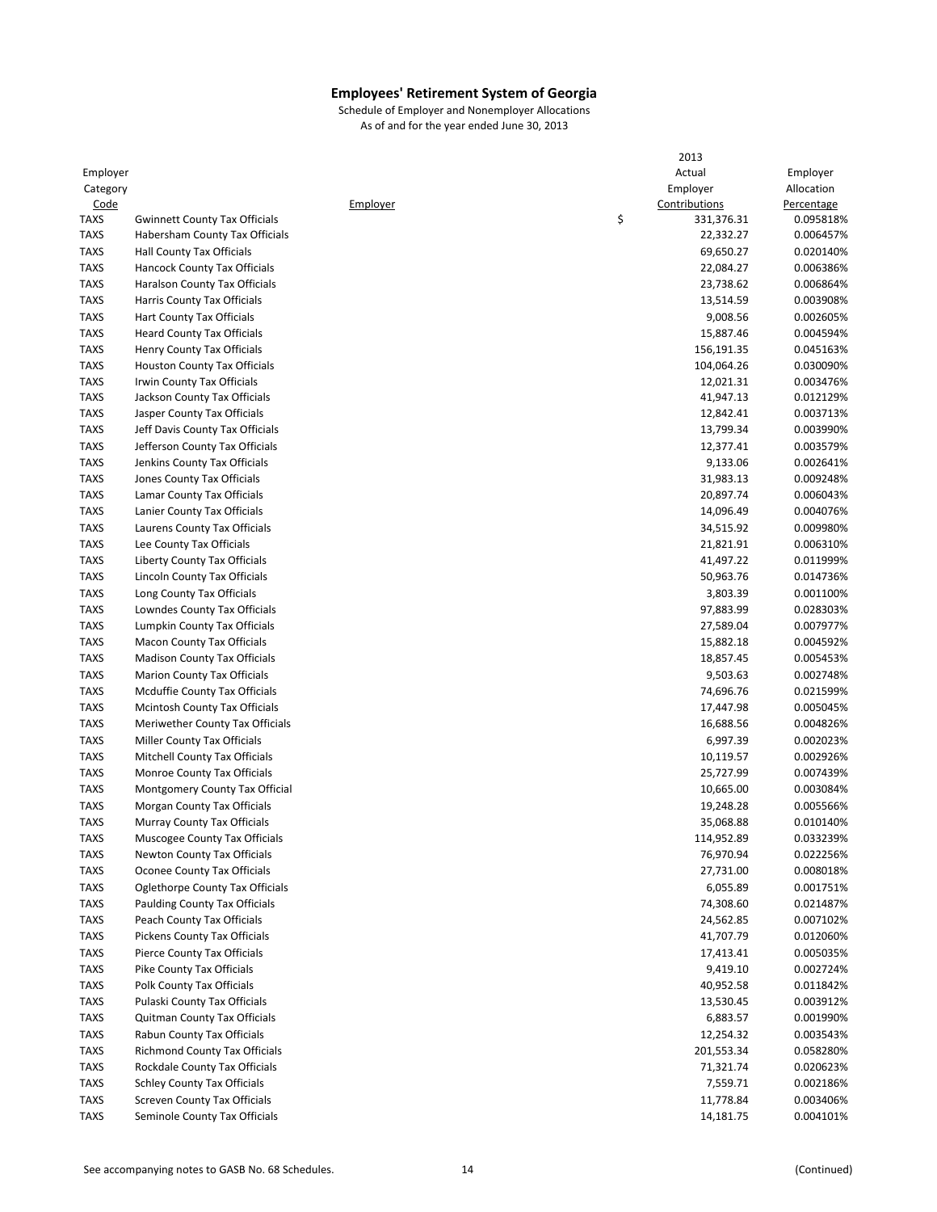# Employees' Retirement System of Georgia

Schedule of Employer and Nonemployer Allocations
As of and for the year ended June 30, 2013

| Employer Category Code | Employer | 2013 Actual Employer Contributions | Employer Allocation Percentage |
|---|---|---|---|
| TAXS | Gwinnett County Tax Officials | $ 331,376.31 | 0.095818% |
| TAXS | Habersham County Tax Officials | 22,332.27 | 0.006457% |
| TAXS | Hall County Tax Officials | 69,650.27 | 0.020140% |
| TAXS | Hancock County Tax Officials | 22,084.27 | 0.006386% |
| TAXS | Haralson County Tax Officials | 23,738.62 | 0.006864% |
| TAXS | Harris County Tax Officials | 13,514.59 | 0.003908% |
| TAXS | Hart County Tax Officials | 9,008.56 | 0.002605% |
| TAXS | Heard County Tax Officials | 15,887.46 | 0.004594% |
| TAXS | Henry County Tax Officials | 156,191.35 | 0.045163% |
| TAXS | Houston County Tax Officials | 104,064.26 | 0.030090% |
| TAXS | Irwin County Tax Officials | 12,021.31 | 0.003476% |
| TAXS | Jackson County Tax Officials | 41,947.13 | 0.012129% |
| TAXS | Jasper County Tax Officials | 12,842.41 | 0.003713% |
| TAXS | Jeff Davis County Tax Officials | 13,799.34 | 0.003990% |
| TAXS | Jefferson County Tax Officials | 12,377.41 | 0.003579% |
| TAXS | Jenkins County Tax Officials | 9,133.06 | 0.002641% |
| TAXS | Jones County Tax Officials | 31,983.13 | 0.009248% |
| TAXS | Lamar County Tax Officials | 20,897.74 | 0.006043% |
| TAXS | Lanier County Tax Officials | 14,096.49 | 0.004076% |
| TAXS | Laurens County Tax Officials | 34,515.92 | 0.009980% |
| TAXS | Lee County Tax Officials | 21,821.91 | 0.006310% |
| TAXS | Liberty County Tax Officials | 41,497.22 | 0.011999% |
| TAXS | Lincoln County Tax Officials | 50,963.76 | 0.014736% |
| TAXS | Long County Tax Officials | 3,803.39 | 0.001100% |
| TAXS | Lowndes County Tax Officials | 97,883.99 | 0.028303% |
| TAXS | Lumpkin County Tax Officials | 27,589.04 | 0.007977% |
| TAXS | Macon County Tax Officials | 15,882.18 | 0.004592% |
| TAXS | Madison County Tax Officials | 18,857.45 | 0.005453% |
| TAXS | Marion County Tax Officials | 9,503.63 | 0.002748% |
| TAXS | Mcduffie County Tax Officials | 74,696.76 | 0.021599% |
| TAXS | Mcintosh County Tax Officials | 17,447.98 | 0.005045% |
| TAXS | Meriwether County Tax Officials | 16,688.56 | 0.004826% |
| TAXS | Miller County Tax Officials | 6,997.39 | 0.002023% |
| TAXS | Mitchell County Tax Officials | 10,119.57 | 0.002926% |
| TAXS | Monroe County Tax Officials | 25,727.99 | 0.007439% |
| TAXS | Montgomery County Tax Official | 10,665.00 | 0.003084% |
| TAXS | Morgan County Tax Officials | 19,248.28 | 0.005566% |
| TAXS | Murray County Tax Officials | 35,068.88 | 0.010140% |
| TAXS | Muscogee County Tax Officials | 114,952.89 | 0.033239% |
| TAXS | Newton County Tax Officials | 76,970.94 | 0.022256% |
| TAXS | Oconee County Tax Officials | 27,731.00 | 0.008018% |
| TAXS | Oglethorpe County Tax Officials | 6,055.89 | 0.001751% |
| TAXS | Paulding County Tax Officials | 74,308.60 | 0.021487% |
| TAXS | Peach County Tax Officials | 24,562.85 | 0.007102% |
| TAXS | Pickens County Tax Officials | 41,707.79 | 0.012060% |
| TAXS | Pierce County Tax Officials | 17,413.41 | 0.005035% |
| TAXS | Pike County Tax Officials | 9,419.10 | 0.002724% |
| TAXS | Polk County Tax Officials | 40,952.58 | 0.011842% |
| TAXS | Pulaski County Tax Officials | 13,530.45 | 0.003912% |
| TAXS | Quitman County Tax Officials | 6,883.57 | 0.001990% |
| TAXS | Rabun County Tax Officials | 12,254.32 | 0.003543% |
| TAXS | Richmond County Tax Officials | 201,553.34 | 0.058280% |
| TAXS | Rockdale County Tax Officials | 71,321.74 | 0.020623% |
| TAXS | Schley County Tax Officials | 7,559.71 | 0.002186% |
| TAXS | Screven County Tax Officials | 11,778.84 | 0.003406% |
| TAXS | Seminole County Tax Officials | 14,181.75 | 0.004101% |

See accompanying notes to GASB No. 68 Schedules.

(Continued)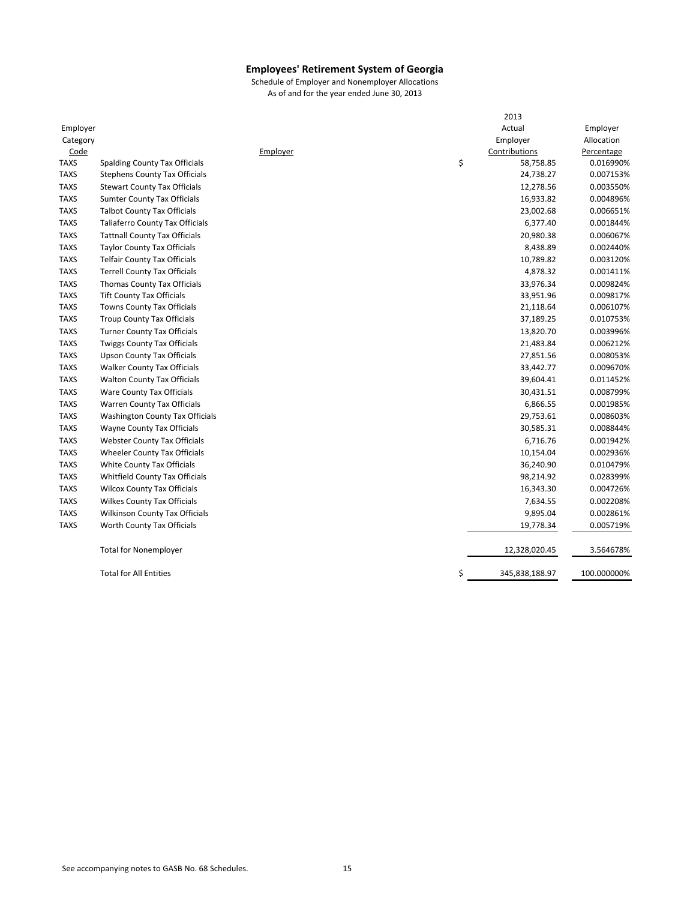# Employees' Retirement System of Georgia

Schedule of Employer and Nonemployer Allocations
As of and for the year ended June 30, 2013

| Employer Category Code | Employer | 2013 Actual Employer Contributions | Employer Allocation Percentage |
|---|---|---|---|
| TAXS | Spalding County Tax Officials | $ 58,758.85 | 0.016990% |
| TAXS | Stephens County Tax Officials | 24,738.27 | 0.007153% |
| TAXS | Stewart County Tax Officials | 12,278.56 | 0.003550% |
| TAXS | Sumter County Tax Officials | 16,933.82 | 0.004896% |
| TAXS | Talbot County Tax Officials | 23,002.68 | 0.006651% |
| TAXS | Taliaferro County Tax Officials | 6,377.40 | 0.001844% |
| TAXS | Tattnall County Tax Officials | 20,980.38 | 0.006067% |
| TAXS | Taylor County Tax Officials | 8,438.89 | 0.002440% |
| TAXS | Telfair County Tax Officials | 10,789.82 | 0.003120% |
| TAXS | Terrell County Tax Officials | 4,878.32 | 0.001411% |
| TAXS | Thomas County Tax Officials | 33,976.34 | 0.009824% |
| TAXS | Tift County Tax Officials | 33,951.96 | 0.009817% |
| TAXS | Towns County Tax Officials | 21,118.64 | 0.006107% |
| TAXS | Troup County Tax Officials | 37,189.25 | 0.010753% |
| TAXS | Turner County Tax Officials | 13,820.70 | 0.003996% |
| TAXS | Twiggs County Tax Officials | 21,483.84 | 0.006212% |
| TAXS | Upson County Tax Officials | 27,851.56 | 0.008053% |
| TAXS | Walker County Tax Officials | 33,442.77 | 0.009670% |
| TAXS | Walton County Tax Officials | 39,604.41 | 0.011452% |
| TAXS | Ware County Tax Officials | 30,431.51 | 0.008799% |
| TAXS | Warren County Tax Officials | 6,866.55 | 0.001985% |
| TAXS | Washington County Tax Officials | 29,753.61 | 0.008603% |
| TAXS | Wayne County Tax Officials | 30,585.31 | 0.008844% |
| TAXS | Webster County Tax Officials | 6,716.76 | 0.001942% |
| TAXS | Wheeler County Tax Officials | 10,154.04 | 0.002936% |
| TAXS | White County Tax Officials | 36,240.90 | 0.010479% |
| TAXS | Whitfield County Tax Officials | 98,214.92 | 0.028399% |
| TAXS | Wilcox County Tax Officials | 16,343.30 | 0.004726% |
| TAXS | Wilkes County Tax Officials | 7,634.55 | 0.002208% |
| TAXS | Wilkinson County Tax Officials | 9,895.04 | 0.002861% |
| TAXS | Worth County Tax Officials | 19,778.34 | 0.005719% |
| | Total for Nonemployer | 12,328,020.45 | 3.564678% |
| | Total for All Entities | $ 345,838,188.97 | 100.000000% |

See accompanying notes to GASB No. 68 Schedules.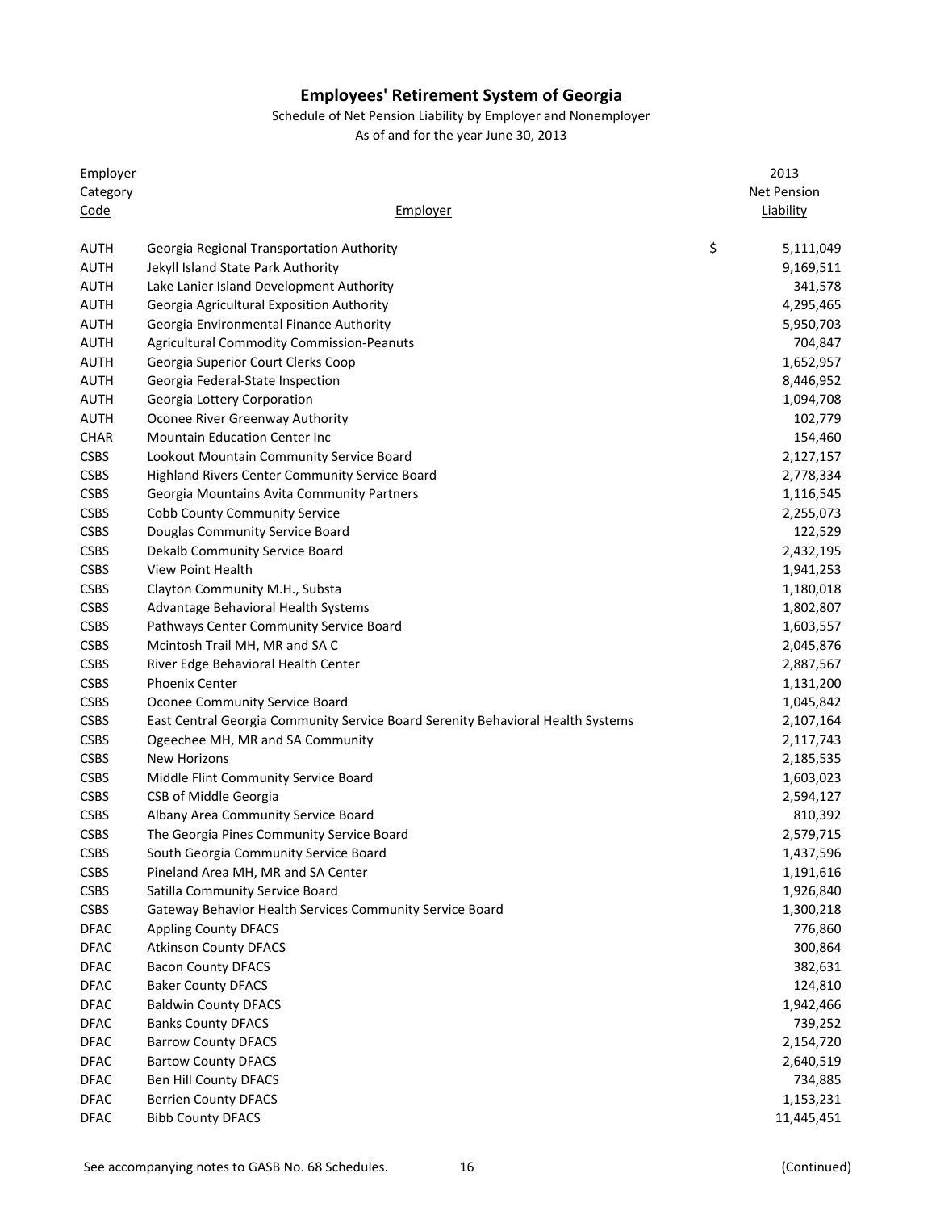# Employees' Retirement System of Georgia

Schedule of Net Pension Liability by Employer and Nonemployer

As of and for the year June 30, 2013

| Employer Category Code | Employer | 2013 Net Pension Liability |
|---|---|---|
| AUTH | Georgia Regional Transportation Authority | $ 5,111,049 |
| AUTH | Jekyll Island State Park Authority | 9,169,511 |
| AUTH | Lake Lanier Island Development Authority | 341,578 |
| AUTH | Georgia Agricultural Exposition Authority | 4,295,465 |
| AUTH | Georgia Environmental Finance Authority | 5,950,703 |
| AUTH | Agricultural Commodity Commission-Peanuts | 704,847 |
| AUTH | Georgia Superior Court Clerks Coop | 1,652,957 |
| AUTH | Georgia Federal-State Inspection | 8,446,952 |
| AUTH | Georgia Lottery Corporation | 1,094,708 |
| AUTH | Oconee River Greenway Authority | 102,779 |
| CHAR | Mountain Education Center Inc | 154,460 |
| CSBS | Lookout Mountain Community Service Board | 2,127,157 |
| CSBS | Highland Rivers Center Community Service Board | 2,778,334 |
| CSBS | Georgia Mountains Avita Community Partners | 1,116,545 |
| CSBS | Cobb County Community Service | 2,255,073 |
| CSBS | Douglas Community Service Board | 122,529 |
| CSBS | Dekalb Community Service Board | 2,432,195 |
| CSBS | View Point Health | 1,941,253 |
| CSBS | Clayton Community M.H., Substa | 1,180,018 |
| CSBS | Advantage Behavioral Health Systems | 1,802,807 |
| CSBS | Pathways Center Community Service Board | 1,603,557 |
| CSBS | Mcintosh Trail MH, MR and SA C | 2,045,876 |
| CSBS | River Edge Behavioral Health Center | 2,887,567 |
| CSBS | Phoenix Center | 1,131,200 |
| CSBS | Oconee Community Service Board | 1,045,842 |
| CSBS | East Central Georgia Community Service Board Serenity Behavioral Health Systems | 2,107,164 |
| CSBS | Ogeechee MH, MR and SA Community | 2,117,743 |
| CSBS | New Horizons | 2,185,535 |
| CSBS | Middle Flint Community Service Board | 1,603,023 |
| CSBS | CSB of Middle Georgia | 2,594,127 |
| CSBS | Albany Area Community Service Board | 810,392 |
| CSBS | The Georgia Pines Community Service Board | 2,579,715 |
| CSBS | South Georgia Community Service Board | 1,437,596 |
| CSBS | Pineland Area MH, MR and SA Center | 1,191,616 |
| CSBS | Satilla Community Service Board | 1,926,840 |
| CSBS | Gateway Behavior Health Services Community Service Board | 1,300,218 |
| DFAC | Appling County DFACS | 776,860 |
| DFAC | Atkinson County DFACS | 300,864 |
| DFAC | Bacon County DFACS | 382,631 |
| DFAC | Baker County DFACS | 124,810 |
| DFAC | Baldwin County DFACS | 1,942,466 |
| DFAC | Banks County DFACS | 739,252 |
| DFAC | Barrow County DFACS | 2,154,720 |
| DFAC | Bartow County DFACS | 2,640,519 |
| DFAC | Ben Hill County DFACS | 734,885 |
| DFAC | Berrien County DFACS | 1,153,231 |
| DFAC | Bibb County DFACS | 11,445,451 |

See accompanying notes to GASB No. 68 Schedules.

(Continued)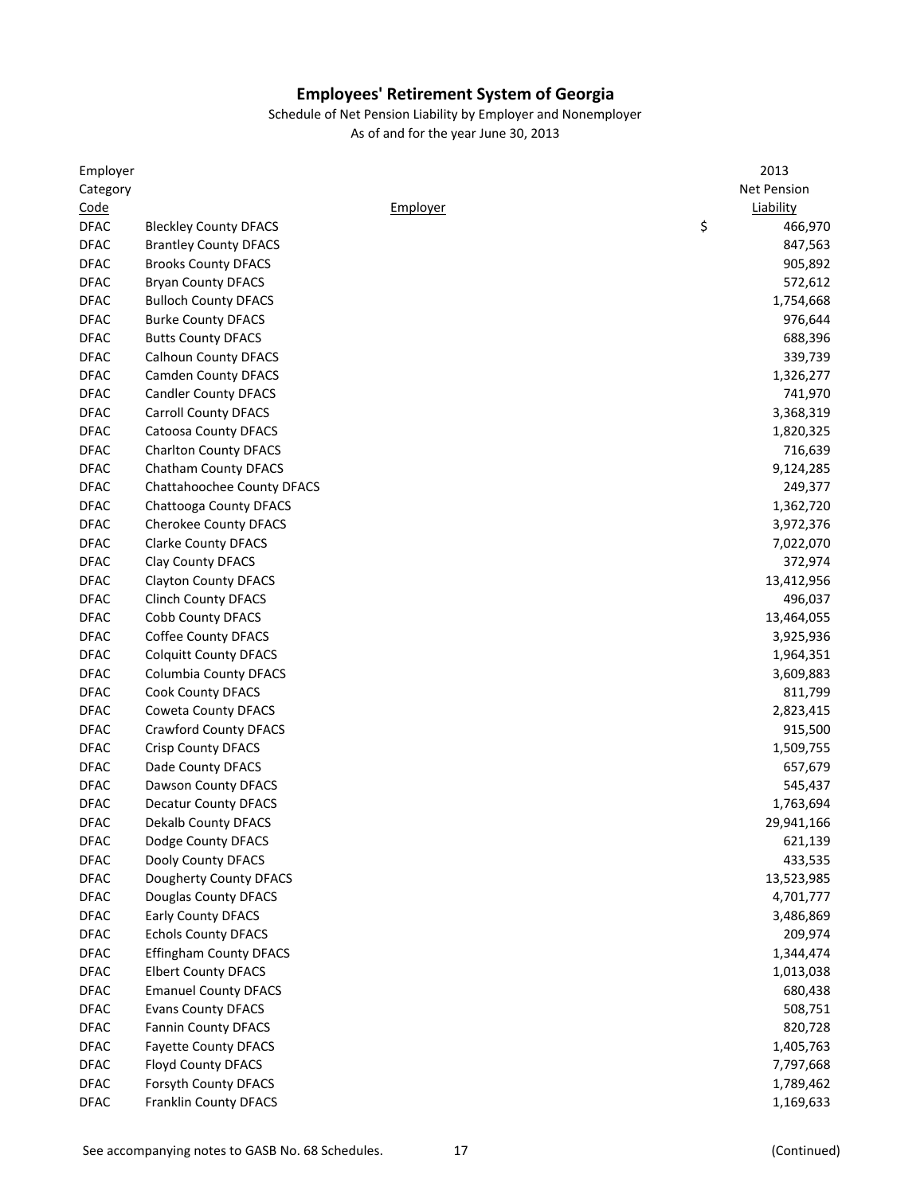# Employees' Retirement System of Georgia

Schedule of Net Pension Liability by Employer and Nonemployer

As of and for the year June 30, 2013

| Employer Category Code | Employer | 2013 Net Pension Liability |
|---|---|---|
| DFAC | Bleckley County DFACS | $ 466,970 |
| DFAC | Brantley County DFACS | 847,563 |
| DFAC | Brooks County DFACS | 905,892 |
| DFAC | Bryan County DFACS | 572,612 |
| DFAC | Bulloch County DFACS | 1,754,668 |
| DFAC | Burke County DFACS | 976,644 |
| DFAC | Butts County DFACS | 688,396 |
| DFAC | Calhoun County DFACS | 339,739 |
| DFAC | Camden County DFACS | 1,326,277 |
| DFAC | Candler County DFACS | 741,970 |
| DFAC | Carroll County DFACS | 3,368,319 |
| DFAC | Catoosa County DFACS | 1,820,325 |
| DFAC | Charlton County DFACS | 716,639 |
| DFAC | Chatham County DFACS | 9,124,285 |
| DFAC | Chattahoochee County DFACS | 249,377 |
| DFAC | Chattooga County DFACS | 1,362,720 |
| DFAC | Cherokee County DFACS | 3,972,376 |
| DFAC | Clarke County DFACS | 7,022,070 |
| DFAC | Clay County DFACS | 372,974 |
| DFAC | Clayton County DFACS | 13,412,956 |
| DFAC | Clinch County DFACS | 496,037 |
| DFAC | Cobb County DFACS | 13,464,055 |
| DFAC | Coffee County DFACS | 3,925,936 |
| DFAC | Colquitt County DFACS | 1,964,351 |
| DFAC | Columbia County DFACS | 3,609,883 |
| DFAC | Cook County DFACS | 811,799 |
| DFAC | Coweta County DFACS | 2,823,415 |
| DFAC | Crawford County DFACS | 915,500 |
| DFAC | Crisp County DFACS | 1,509,755 |
| DFAC | Dade County DFACS | 657,679 |
| DFAC | Dawson County DFACS | 545,437 |
| DFAC | Decatur County DFACS | 1,763,694 |
| DFAC | Dekalb County DFACS | 29,941,166 |
| DFAC | Dodge County DFACS | 621,139 |
| DFAC | Dooly County DFACS | 433,535 |
| DFAC | Dougherty County DFACS | 13,523,985 |
| DFAC | Douglas County DFACS | 4,701,777 |
| DFAC | Early County DFACS | 3,486,869 |
| DFAC | Echols County DFACS | 209,974 |
| DFAC | Effingham County DFACS | 1,344,474 |
| DFAC | Elbert County DFACS | 1,013,038 |
| DFAC | Emanuel County DFACS | 680,438 |
| DFAC | Evans County DFACS | 508,751 |
| DFAC | Fannin County DFACS | 820,728 |
| DFAC | Fayette County DFACS | 1,405,763 |
| DFAC | Floyd County DFACS | 7,797,668 |
| DFAC | Forsyth County DFACS | 1,789,462 |
| DFAC | Franklin County DFACS | 1,169,633 |

See accompanying notes to GASB No. 68 Schedules.

(Continued)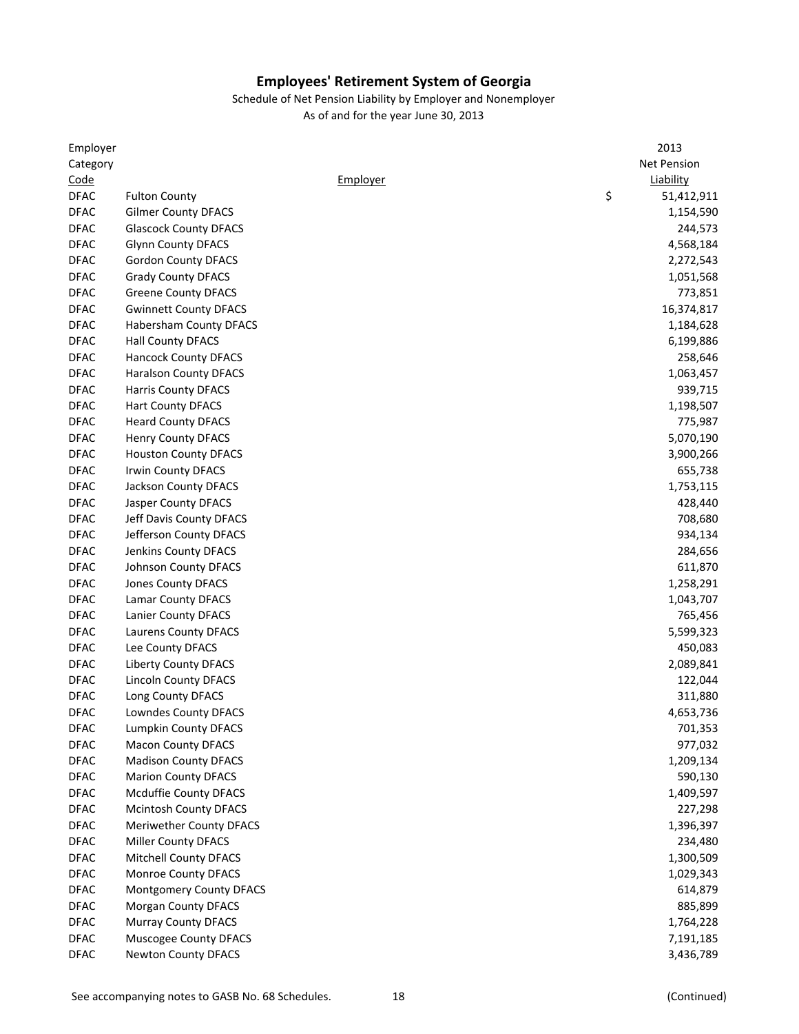# Employees' Retirement System of Georgia

Schedule of Net Pension Liability by Employer and Nonemployer

As of and for the year June 30, 2013

| Employer Category Code | Employer | 2013 Net Pension Liability |
|---|---|---|
| DFAC | Fulton County | $ 51,412,911 |
| DFAC | Gilmer County DFACS | 1,154,590 |
| DFAC | Glascock County DFACS | 244,573 |
| DFAC | Glynn County DFACS | 4,568,184 |
| DFAC | Gordon County DFACS | 2,272,543 |
| DFAC | Grady County DFACS | 1,051,568 |
| DFAC | Greene County DFACS | 773,851 |
| DFAC | Gwinnett County DFACS | 16,374,817 |
| DFAC | Habersham County DFACS | 1,184,628 |
| DFAC | Hall County DFACS | 6,199,886 |
| DFAC | Hancock County DFACS | 258,646 |
| DFAC | Haralson County DFACS | 1,063,457 |
| DFAC | Harris County DFACS | 939,715 |
| DFAC | Hart County DFACS | 1,198,507 |
| DFAC | Heard County DFACS | 775,987 |
| DFAC | Henry County DFACS | 5,070,190 |
| DFAC | Houston County DFACS | 3,900,266 |
| DFAC | Irwin County DFACS | 655,738 |
| DFAC | Jackson County DFACS | 1,753,115 |
| DFAC | Jasper County DFACS | 428,440 |
| DFAC | Jeff Davis County DFACS | 708,680 |
| DFAC | Jefferson County DFACS | 934,134 |
| DFAC | Jenkins County DFACS | 284,656 |
| DFAC | Johnson County DFACS | 611,870 |
| DFAC | Jones County DFACS | 1,258,291 |
| DFAC | Lamar County DFACS | 1,043,707 |
| DFAC | Lanier County DFACS | 765,456 |
| DFAC | Laurens County DFACS | 5,599,323 |
| DFAC | Lee County DFACS | 450,083 |
| DFAC | Liberty County DFACS | 2,089,841 |
| DFAC | Lincoln County DFACS | 122,044 |
| DFAC | Long County DFACS | 311,880 |
| DFAC | Lowndes County DFACS | 4,653,736 |
| DFAC | Lumpkin County DFACS | 701,353 |
| DFAC | Macon County DFACS | 977,032 |
| DFAC | Madison County DFACS | 1,209,134 |
| DFAC | Marion County DFACS | 590,130 |
| DFAC | Mcduffie County DFACS | 1,409,597 |
| DFAC | Mcintosh County DFACS | 227,298 |
| DFAC | Meriwether County DFACS | 1,396,397 |
| DFAC | Miller County DFACS | 234,480 |
| DFAC | Mitchell County DFACS | 1,300,509 |
| DFAC | Monroe County DFACS | 1,029,343 |
| DFAC | Montgomery County DFACS | 614,879 |
| DFAC | Morgan County DFACS | 885,899 |
| DFAC | Murray County DFACS | 1,764,228 |
| DFAC | Muscogee County DFACS | 7,191,185 |
| DFAC | Newton County DFACS | 3,436,789 |

See accompanying notes to GASB No. 68 Schedules.

(Continued)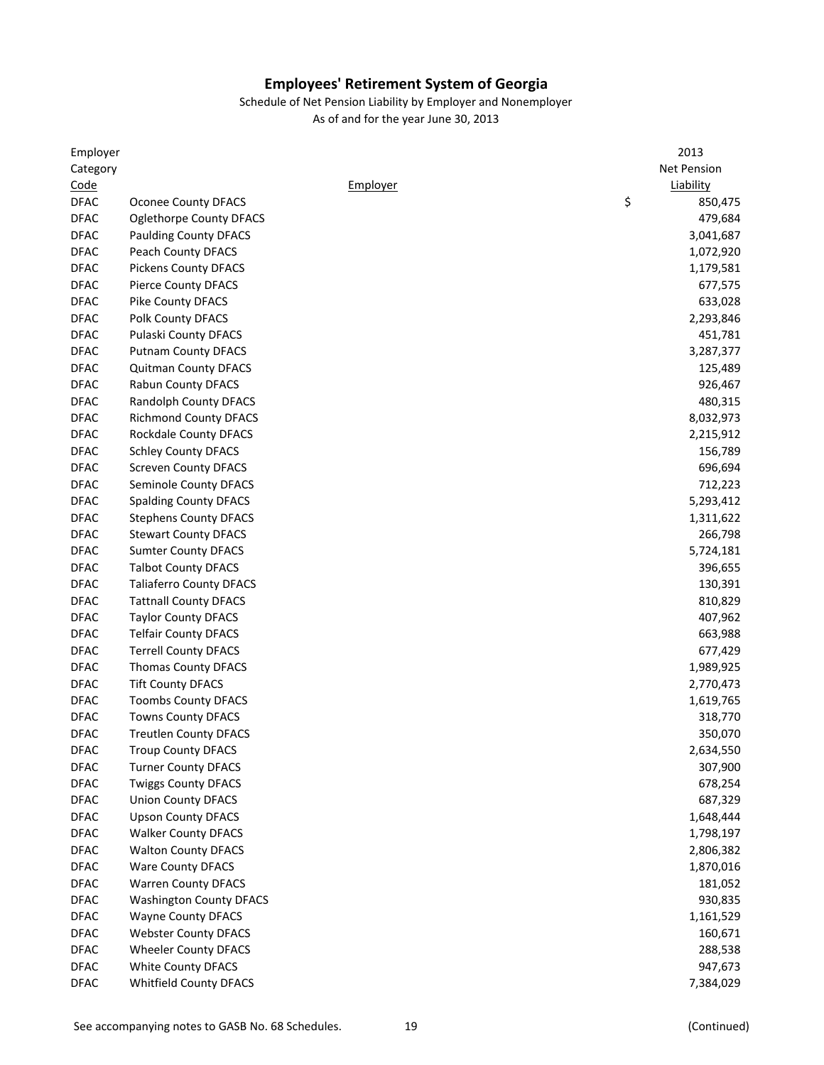# Employees' Retirement System of Georgia

Schedule of Net Pension Liability by Employer and Nonemployer

As of and for the year June 30, 2013

| Employer Category Code | Employer | 2013 Net Pension Liability |
|---|---|---|
| DFAC | Oconee County DFACS | $ 850,475 |
| DFAC | Oglethorpe County DFACS | 479,684 |
| DFAC | Paulding County DFACS | 3,041,687 |
| DFAC | Peach County DFACS | 1,072,920 |
| DFAC | Pickens County DFACS | 1,179,581 |
| DFAC | Pierce County DFACS | 677,575 |
| DFAC | Pike County DFACS | 633,028 |
| DFAC | Polk County DFACS | 2,293,846 |
| DFAC | Pulaski County DFACS | 451,781 |
| DFAC | Putnam County DFACS | 3,287,377 |
| DFAC | Quitman County DFACS | 125,489 |
| DFAC | Rabun County DFACS | 926,467 |
| DFAC | Randolph County DFACS | 480,315 |
| DFAC | Richmond County DFACS | 8,032,973 |
| DFAC | Rockdale County DFACS | 2,215,912 |
| DFAC | Schley County DFACS | 156,789 |
| DFAC | Screven County DFACS | 696,694 |
| DFAC | Seminole County DFACS | 712,223 |
| DFAC | Spalding County DFACS | 5,293,412 |
| DFAC | Stephens County DFACS | 1,311,622 |
| DFAC | Stewart County DFACS | 266,798 |
| DFAC | Sumter County DFACS | 5,724,181 |
| DFAC | Talbot County DFACS | 396,655 |
| DFAC | Taliaferro County DFACS | 130,391 |
| DFAC | Tattnall County DFACS | 810,829 |
| DFAC | Taylor County DFACS | 407,962 |
| DFAC | Telfair County DFACS | 663,988 |
| DFAC | Terrell County DFACS | 677,429 |
| DFAC | Thomas County DFACS | 1,989,925 |
| DFAC | Tift County DFACS | 2,770,473 |
| DFAC | Toombs County DFACS | 1,619,765 |
| DFAC | Towns County DFACS | 318,770 |
| DFAC | Treutlen County DFACS | 350,070 |
| DFAC | Troup County DFACS | 2,634,550 |
| DFAC | Turner County DFACS | 307,900 |
| DFAC | Twiggs County DFACS | 678,254 |
| DFAC | Union County DFACS | 687,329 |
| DFAC | Upson County DFACS | 1,648,444 |
| DFAC | Walker County DFACS | 1,798,197 |
| DFAC | Walton County DFACS | 2,806,382 |
| DFAC | Ware County DFACS | 1,870,016 |
| DFAC | Warren County DFACS | 181,052 |
| DFAC | Washington County DFACS | 930,835 |
| DFAC | Wayne County DFACS | 1,161,529 |
| DFAC | Webster County DFACS | 160,671 |
| DFAC | Wheeler County DFACS | 288,538 |
| DFAC | White County DFACS | 947,673 |
| DFAC | Whitfield County DFACS | 7,384,029 |

See accompanying notes to GASB No. 68 Schedules. (Continued)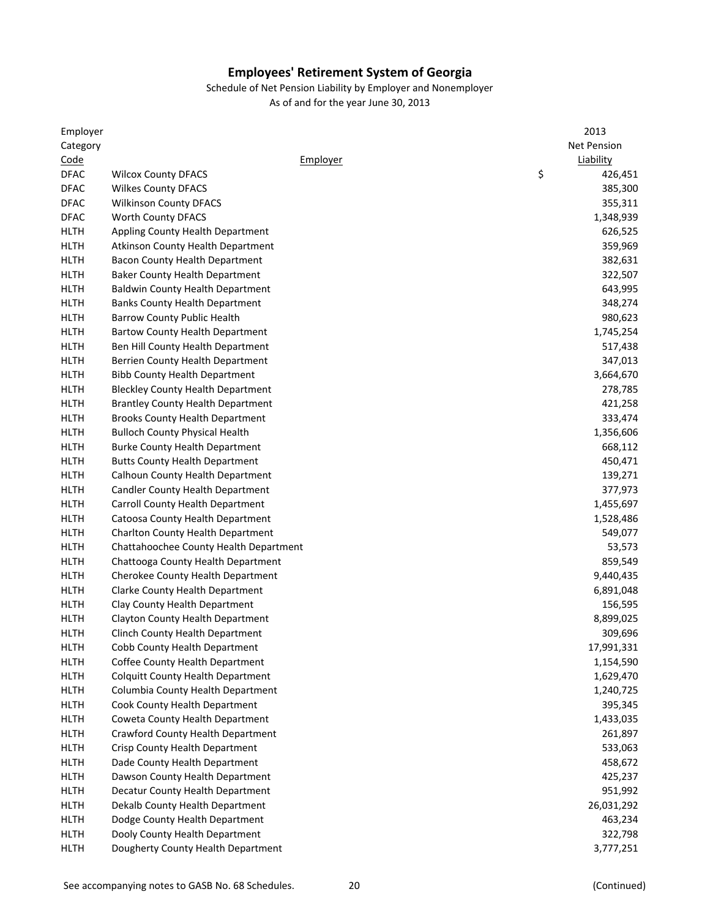# Employees' Retirement System of Georgia

Schedule of Net Pension Liability by Employer and Nonemployer

As of and for the year June 30, 2013

| Employer Category Code | Employer | 2013 Net Pension Liability |
|---|---|---|
| DFAC | Wilcox County DFACS | $ 426,451 |
| DFAC | Wilkes County DFACS | 385,300 |
| DFAC | Wilkinson County DFACS | 355,311 |
| DFAC | Worth County DFACS | 1,348,939 |
| HLTH | Appling County Health Department | 626,525 |
| HLTH | Atkinson County Health Department | 359,969 |
| HLTH | Bacon County Health Department | 382,631 |
| HLTH | Baker County Health Department | 322,507 |
| HLTH | Baldwin County Health Department | 643,995 |
| HLTH | Banks County Health Department | 348,274 |
| HLTH | Barrow County Public Health | 980,623 |
| HLTH | Bartow County Health Department | 1,745,254 |
| HLTH | Ben Hill County Health Department | 517,438 |
| HLTH | Berrien County Health Department | 347,013 |
| HLTH | Bibb County Health Department | 3,664,670 |
| HLTH | Bleckley County Health Department | 278,785 |
| HLTH | Brantley County Health Department | 421,258 |
| HLTH | Brooks County Health Department | 333,474 |
| HLTH | Bulloch County Physical Health | 1,356,606 |
| HLTH | Burke County Health Department | 668,112 |
| HLTH | Butts County Health Department | 450,471 |
| HLTH | Calhoun County Health Department | 139,271 |
| HLTH | Candler County Health Department | 377,973 |
| HLTH | Carroll County Health Department | 1,455,697 |
| HLTH | Catoosa County Health Department | 1,528,486 |
| HLTH | Charlton County Health Department | 549,077 |
| HLTH | Chattahoochee County Health Department | 53,573 |
| HLTH | Chattooga County Health Department | 859,549 |
| HLTH | Cherokee County Health Department | 9,440,435 |
| HLTH | Clarke County Health Department | 6,891,048 |
| HLTH | Clay County Health Department | 156,595 |
| HLTH | Clayton County Health Department | 8,899,025 |
| HLTH | Clinch County Health Department | 309,696 |
| HLTH | Cobb County Health Department | 17,991,331 |
| HLTH | Coffee County Health Department | 1,154,590 |
| HLTH | Colquitt County Health Department | 1,629,470 |
| HLTH | Columbia County Health Department | 1,240,725 |
| HLTH | Cook County Health Department | 395,345 |
| HLTH | Coweta County Health Department | 1,433,035 |
| HLTH | Crawford County Health Department | 261,897 |
| HLTH | Crisp County Health Department | 533,063 |
| HLTH | Dade County Health Department | 458,672 |
| HLTH | Dawson County Health Department | 425,237 |
| HLTH | Decatur County Health Department | 951,992 |
| HLTH | Dekalb County Health Department | 26,031,292 |
| HLTH | Dodge County Health Department | 463,234 |
| HLTH | Dooly County Health Department | 322,798 |
| HLTH | Dougherty County Health Department | 3,777,251 |

See accompanying notes to GASB No. 68 Schedules.

(Continued)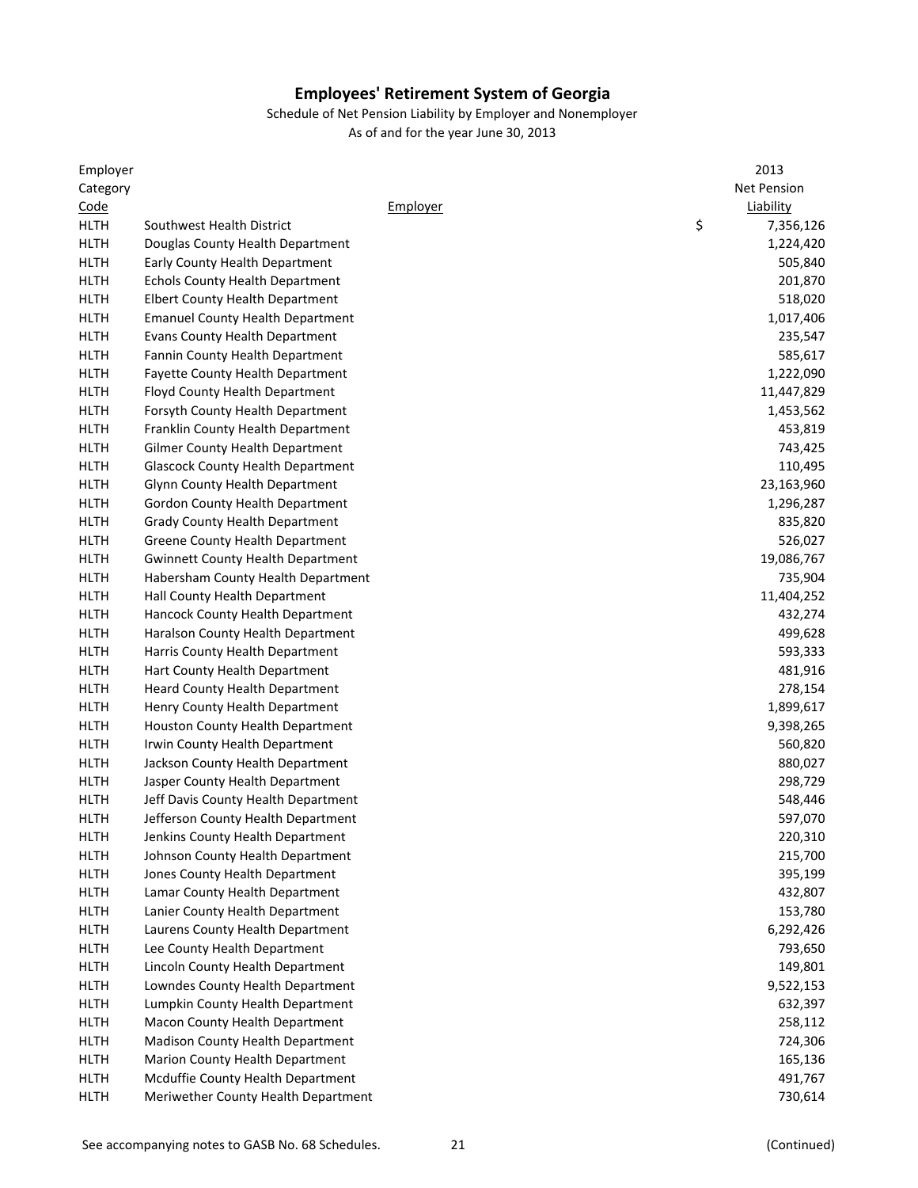# Employees' Retirement System of Georgia

Schedule of Net Pension Liability by Employer and Nonemployer

As of and for the year June 30, 2013

| Employer Category Code | Employer | 2013 Net Pension Liability |
|---|---|---|
| HLTH | Southwest Health District | $ 7,356,126 |
| HLTH | Douglas County Health Department | 1,224,420 |
| HLTH | Early County Health Department | 505,840 |
| HLTH | Echols County Health Department | 201,870 |
| HLTH | Elbert County Health Department | 518,020 |
| HLTH | Emanuel County Health Department | 1,017,406 |
| HLTH | Evans County Health Department | 235,547 |
| HLTH | Fannin County Health Department | 585,617 |
| HLTH | Fayette County Health Department | 1,222,090 |
| HLTH | Floyd County Health Department | 11,447,829 |
| HLTH | Forsyth County Health Department | 1,453,562 |
| HLTH | Franklin County Health Department | 453,819 |
| HLTH | Gilmer County Health Department | 743,425 |
| HLTH | Glascock County Health Department | 110,495 |
| HLTH | Glynn County Health Department | 23,163,960 |
| HLTH | Gordon County Health Department | 1,296,287 |
| HLTH | Grady County Health Department | 835,820 |
| HLTH | Greene County Health Department | 526,027 |
| HLTH | Gwinnett County Health Department | 19,086,767 |
| HLTH | Habersham County Health Department | 735,904 |
| HLTH | Hall County Health Department | 11,404,252 |
| HLTH | Hancock County Health Department | 432,274 |
| HLTH | Haralson County Health Department | 499,628 |
| HLTH | Harris County Health Department | 593,333 |
| HLTH | Hart County Health Department | 481,916 |
| HLTH | Heard County Health Department | 278,154 |
| HLTH | Henry County Health Department | 1,899,617 |
| HLTH | Houston County Health Department | 9,398,265 |
| HLTH | Irwin County Health Department | 560,820 |
| HLTH | Jackson County Health Department | 880,027 |
| HLTH | Jasper County Health Department | 298,729 |
| HLTH | Jeff Davis County Health Department | 548,446 |
| HLTH | Jefferson County Health Department | 597,070 |
| HLTH | Jenkins County Health Department | 220,310 |
| HLTH | Johnson County Health Department | 215,700 |
| HLTH | Jones County Health Department | 395,199 |
| HLTH | Lamar County Health Department | 432,807 |
| HLTH | Lanier County Health Department | 153,780 |
| HLTH | Laurens County Health Department | 6,292,426 |
| HLTH | Lee County Health Department | 793,650 |
| HLTH | Lincoln County Health Department | 149,801 |
| HLTH | Lowndes County Health Department | 9,522,153 |
| HLTH | Lumpkin County Health Department | 632,397 |
| HLTH | Macon County Health Department | 258,112 |
| HLTH | Madison County Health Department | 724,306 |
| HLTH | Marion County Health Department | 165,136 |
| HLTH | Mcduffie County Health Department | 491,767 |
| HLTH | Meriwether County Health Department | 730,614 |

See accompanying notes to GASB No. 68 Schedules.

(Continued)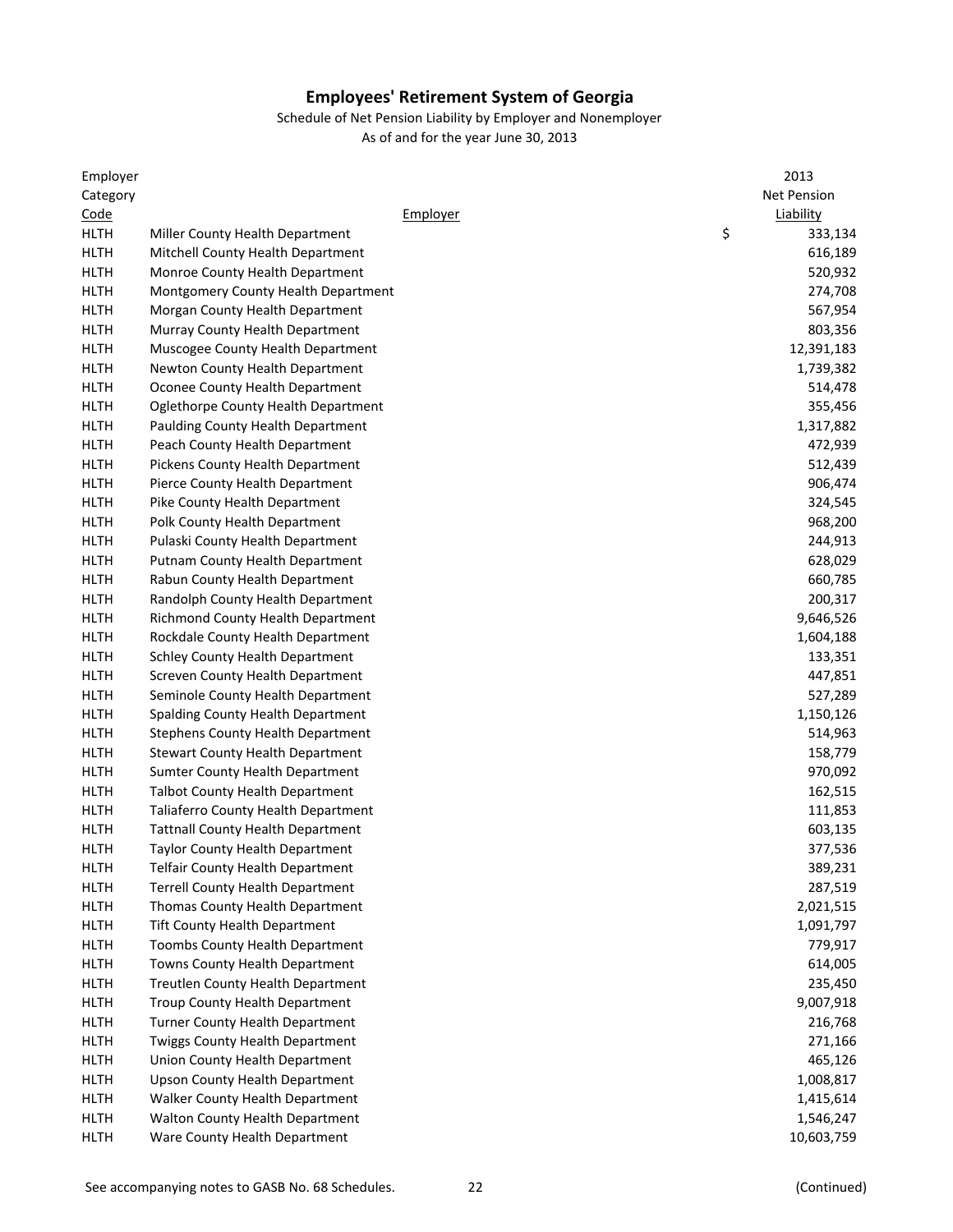# Employees' Retirement System of Georgia

Schedule of Net Pension Liability by Employer and Nonemployer

As of and for the year June 30, 2013

| Employer Category Code | Employer | 2013 Net Pension Liability |
|---|---|---|
| HLTH | Miller County Health Department | $ 333,134 |
| HLTH | Mitchell County Health Department | 616,189 |
| HLTH | Monroe County Health Department | 520,932 |
| HLTH | Montgomery County Health Department | 274,708 |
| HLTH | Morgan County Health Department | 567,954 |
| HLTH | Murray County Health Department | 803,356 |
| HLTH | Muscogee County Health Department | 12,391,183 |
| HLTH | Newton County Health Department | 1,739,382 |
| HLTH | Oconee County Health Department | 514,478 |
| HLTH | Oglethorpe County Health Department | 355,456 |
| HLTH | Paulding County Health Department | 1,317,882 |
| HLTH | Peach County Health Department | 472,939 |
| HLTH | Pickens County Health Department | 512,439 |
| HLTH | Pierce County Health Department | 906,474 |
| HLTH | Pike County Health Department | 324,545 |
| HLTH | Polk County Health Department | 968,200 |
| HLTH | Pulaski County Health Department | 244,913 |
| HLTH | Putnam County Health Department | 628,029 |
| HLTH | Rabun County Health Department | 660,785 |
| HLTH | Randolph County Health Department | 200,317 |
| HLTH | Richmond County Health Department | 9,646,526 |
| HLTH | Rockdale County Health Department | 1,604,188 |
| HLTH | Schley County Health Department | 133,351 |
| HLTH | Screven County Health Department | 447,851 |
| HLTH | Seminole County Health Department | 527,289 |
| HLTH | Spalding County Health Department | 1,150,126 |
| HLTH | Stephens County Health Department | 514,963 |
| HLTH | Stewart County Health Department | 158,779 |
| HLTH | Sumter County Health Department | 970,092 |
| HLTH | Talbot County Health Department | 162,515 |
| HLTH | Taliaferro County Health Department | 111,853 |
| HLTH | Tattnall County Health Department | 603,135 |
| HLTH | Taylor County Health Department | 377,536 |
| HLTH | Telfair County Health Department | 389,231 |
| HLTH | Terrell County Health Department | 287,519 |
| HLTH | Thomas County Health Department | 2,021,515 |
| HLTH | Tift County Health Department | 1,091,797 |
| HLTH | Toombs County Health Department | 779,917 |
| HLTH | Towns County Health Department | 614,005 |
| HLTH | Treutlen County Health Department | 235,450 |
| HLTH | Troup County Health Department | 9,007,918 |
| HLTH | Turner County Health Department | 216,768 |
| HLTH | Twiggs County Health Department | 271,166 |
| HLTH | Union County Health Department | 465,126 |
| HLTH | Upson County Health Department | 1,008,817 |
| HLTH | Walker County Health Department | 1,415,614 |
| HLTH | Walton County Health Department | 1,546,247 |
| HLTH | Ware County Health Department | 10,603,759 |

See accompanying notes to GASB No. 68 Schedules. (Continued)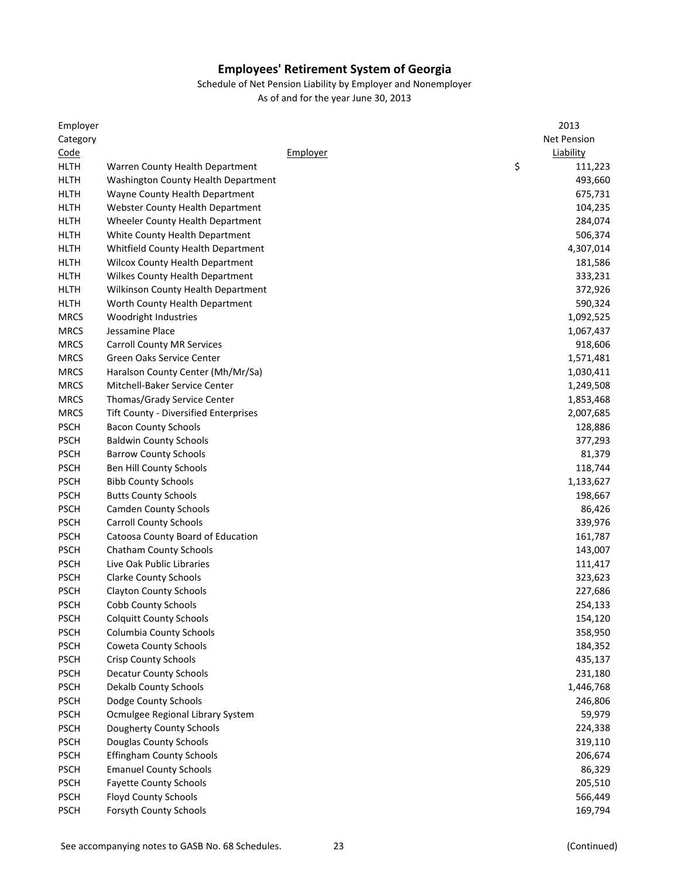# Employees' Retirement System of Georgia

Schedule of Net Pension Liability by Employer and Nonemployer

As of and for the year June 30, 2013

| Employer Category Code | Employer | 2013 Net Pension Liability |
|---|---|---|
| HLTH | Warren County Health Department | $ 111,223 |
| HLTH | Washington County Health Department | 493,660 |
| HLTH | Wayne County Health Department | 675,731 |
| HLTH | Webster County Health Department | 104,235 |
| HLTH | Wheeler County Health Department | 284,074 |
| HLTH | White County Health Department | 506,374 |
| HLTH | Whitfield County Health Department | 4,307,014 |
| HLTH | Wilcox County Health Department | 181,586 |
| HLTH | Wilkes County Health Department | 333,231 |
| HLTH | Wilkinson County Health Department | 372,926 |
| HLTH | Worth County Health Department | 590,324 |
| MRCS | Woodright Industries | 1,092,525 |
| MRCS | Jessamine Place | 1,067,437 |
| MRCS | Carroll County MR Services | 918,606 |
| MRCS | Green Oaks Service Center | 1,571,481 |
| MRCS | Haralson County Center (Mh/Mr/Sa) | 1,030,411 |
| MRCS | Mitchell-Baker Service Center | 1,249,508 |
| MRCS | Thomas/Grady Service Center | 1,853,468 |
| MRCS | Tift County - Diversified Enterprises | 2,007,685 |
| PSCH | Bacon County Schools | 128,886 |
| PSCH | Baldwin County Schools | 377,293 |
| PSCH | Barrow County Schools | 81,379 |
| PSCH | Ben Hill County Schools | 118,744 |
| PSCH | Bibb County Schools | 1,133,627 |
| PSCH | Butts County Schools | 198,667 |
| PSCH | Camden County Schools | 86,426 |
| PSCH | Carroll County Schools | 339,976 |
| PSCH | Catoosa County Board of Education | 161,787 |
| PSCH | Chatham County Schools | 143,007 |
| PSCH | Live Oak Public Libraries | 111,417 |
| PSCH | Clarke County Schools | 323,623 |
| PSCH | Clayton County Schools | 227,686 |
| PSCH | Cobb County Schools | 254,133 |
| PSCH | Colquitt County Schools | 154,120 |
| PSCH | Columbia County Schools | 358,950 |
| PSCH | Coweta County Schools | 184,352 |
| PSCH | Crisp County Schools | 435,137 |
| PSCH | Decatur County Schools | 231,180 |
| PSCH | Dekalb County Schools | 1,446,768 |
| PSCH | Dodge County Schools | 246,806 |
| PSCH | Ocmulgee Regional Library System | 59,979 |
| PSCH | Dougherty County Schools | 224,338 |
| PSCH | Douglas County Schools | 319,110 |
| PSCH | Effingham County Schools | 206,674 |
| PSCH | Emanuel County Schools | 86,329 |
| PSCH | Fayette County Schools | 205,510 |
| PSCH | Floyd County Schools | 566,449 |
| PSCH | Forsyth County Schools | 169,794 |

See accompanying notes to GASB No. 68 Schedules.

(Continued)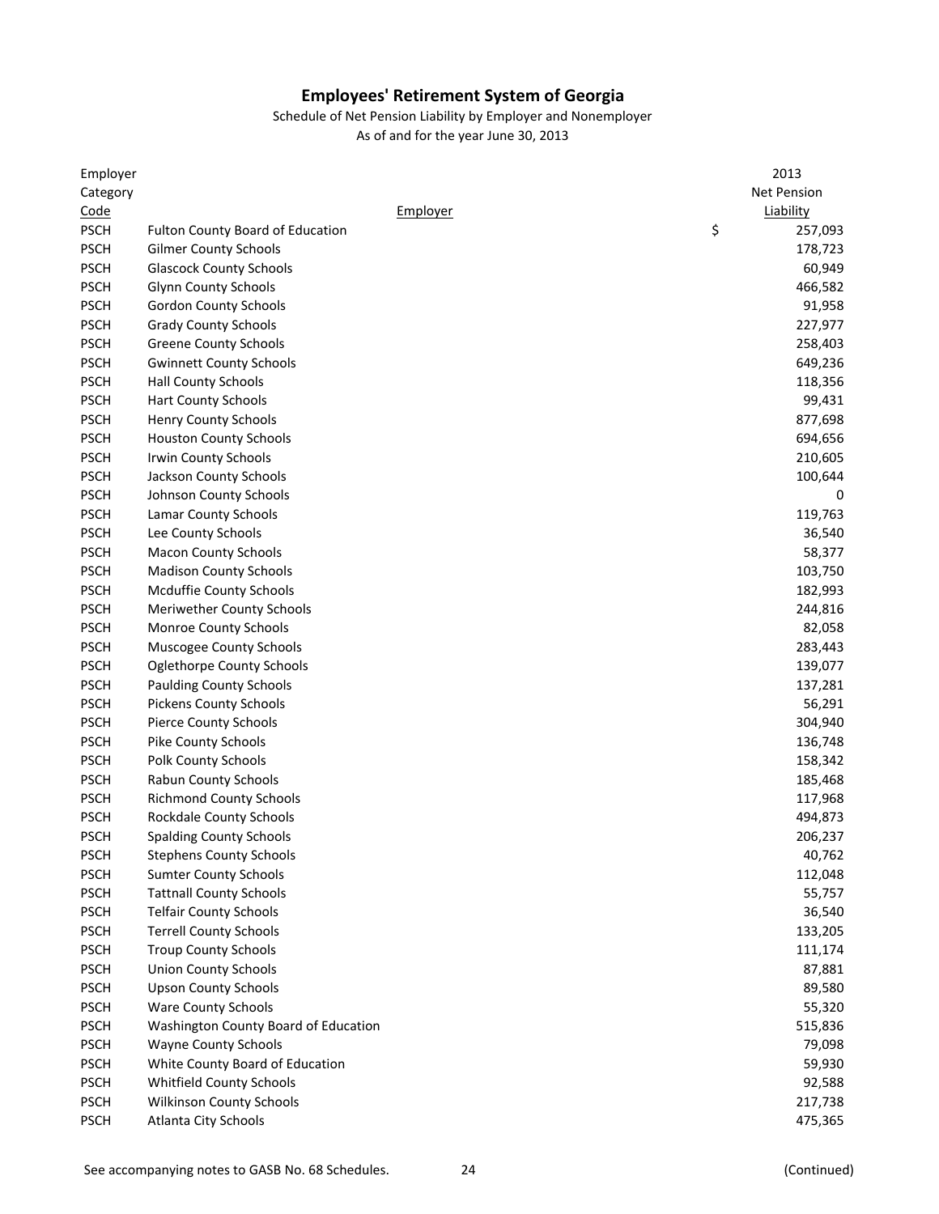# Employees' Retirement System of Georgia

Schedule of Net Pension Liability by Employer and Nonemployer

As of and for the year June 30, 2013

| Employer Category Code | Employer | 2013 Net Pension Liability |
|---|---|---|
| PSCH | Fulton County Board of Education | $ 257,093 |
| PSCH | Gilmer County Schools | 178,723 |
| PSCH | Glascock County Schools | 60,949 |
| PSCH | Glynn County Schools | 466,582 |
| PSCH | Gordon County Schools | 91,958 |
| PSCH | Grady County Schools | 227,977 |
| PSCH | Greene County Schools | 258,403 |
| PSCH | Gwinnett County Schools | 649,236 |
| PSCH | Hall County Schools | 118,356 |
| PSCH | Hart County Schools | 99,431 |
| PSCH | Henry County Schools | 877,698 |
| PSCH | Houston County Schools | 694,656 |
| PSCH | Irwin County Schools | 210,605 |
| PSCH | Jackson County Schools | 100,644 |
| PSCH | Johnson County Schools | 0 |
| PSCH | Lamar County Schools | 119,763 |
| PSCH | Lee County Schools | 36,540 |
| PSCH | Macon County Schools | 58,377 |
| PSCH | Madison County Schools | 103,750 |
| PSCH | Mcduffie County Schools | 182,993 |
| PSCH | Meriwether County Schools | 244,816 |
| PSCH | Monroe County Schools | 82,058 |
| PSCH | Muscogee County Schools | 283,443 |
| PSCH | Oglethorpe County Schools | 139,077 |
| PSCH | Paulding County Schools | 137,281 |
| PSCH | Pickens County Schools | 56,291 |
| PSCH | Pierce County Schools | 304,940 |
| PSCH | Pike County Schools | 136,748 |
| PSCH | Polk County Schools | 158,342 |
| PSCH | Rabun County Schools | 185,468 |
| PSCH | Richmond County Schools | 117,968 |
| PSCH | Rockdale County Schools | 494,873 |
| PSCH | Spalding County Schools | 206,237 |
| PSCH | Stephens County Schools | 40,762 |
| PSCH | Sumter County Schools | 112,048 |
| PSCH | Tattnall County Schools | 55,757 |
| PSCH | Telfair County Schools | 36,540 |
| PSCH | Terrell County Schools | 133,205 |
| PSCH | Troup County Schools | 111,174 |
| PSCH | Union County Schools | 87,881 |
| PSCH | Upson County Schools | 89,580 |
| PSCH | Ware County Schools | 55,320 |
| PSCH | Washington County Board of Education | 515,836 |
| PSCH | Wayne County Schools | 79,098 |
| PSCH | White County Board of Education | 59,930 |
| PSCH | Whitfield County Schools | 92,588 |
| PSCH | Wilkinson County Schools | 217,738 |
| PSCH | Atlanta City Schools | 475,365 |

See accompanying notes to GASB No. 68 Schedules.

(Continued)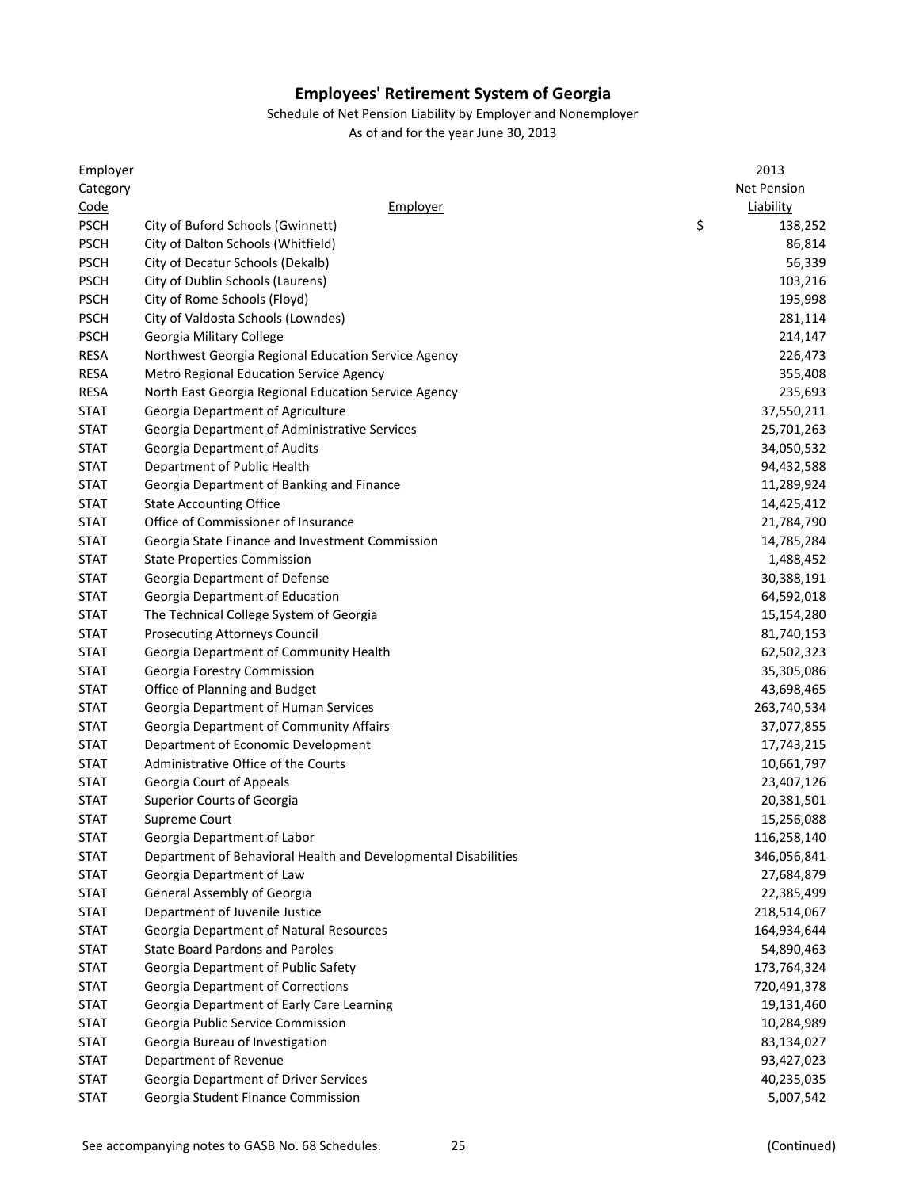# Employees' Retirement System of Georgia

Schedule of Net Pension Liability by Employer and Nonemployer

As of and for the year June 30, 2013

| Employer Category Code | Employer | 2013 Net Pension Liability |
|---|---|---|
| PSCH | City of Buford Schools (Gwinnett) | $ 138,252 |
| PSCH | City of Dalton Schools (Whitfield) | 86,814 |
| PSCH | City of Decatur Schools (Dekalb) | 56,339 |
| PSCH | City of Dublin Schools (Laurens) | 103,216 |
| PSCH | City of Rome Schools (Floyd) | 195,998 |
| PSCH | City of Valdosta Schools (Lowndes) | 281,114 |
| PSCH | Georgia Military College | 214,147 |
| RESA | Northwest Georgia Regional Education Service Agency | 226,473 |
| RESA | Metro Regional Education Service Agency | 355,408 |
| RESA | North East Georgia Regional Education Service Agency | 235,693 |
| STAT | Georgia Department of Agriculture | 37,550,211 |
| STAT | Georgia Department of Administrative Services | 25,701,263 |
| STAT | Georgia Department of Audits | 34,050,532 |
| STAT | Department of Public Health | 94,432,588 |
| STAT | Georgia Department of Banking and Finance | 11,289,924 |
| STAT | State Accounting Office | 14,425,412 |
| STAT | Office of Commissioner of Insurance | 21,784,790 |
| STAT | Georgia State Finance and Investment Commission | 14,785,284 |
| STAT | State Properties Commission | 1,488,452 |
| STAT | Georgia Department of Defense | 30,388,191 |
| STAT | Georgia Department of Education | 64,592,018 |
| STAT | The Technical College System of Georgia | 15,154,280 |
| STAT | Prosecuting Attorneys Council | 81,740,153 |
| STAT | Georgia Department of Community Health | 62,502,323 |
| STAT | Georgia Forestry Commission | 35,305,086 |
| STAT | Office of Planning and Budget | 43,698,465 |
| STAT | Georgia Department of Human Services | 263,740,534 |
| STAT | Georgia Department of Community Affairs | 37,077,855 |
| STAT | Department of Economic Development | 17,743,215 |
| STAT | Administrative Office of the Courts | 10,661,797 |
| STAT | Georgia Court of Appeals | 23,407,126 |
| STAT | Superior Courts of Georgia | 20,381,501 |
| STAT | Supreme Court | 15,256,088 |
| STAT | Georgia Department of Labor | 116,258,140 |
| STAT | Department of Behavioral Health and Developmental Disabilities | 346,056,841 |
| STAT | Georgia Department of Law | 27,684,879 |
| STAT | General Assembly of Georgia | 22,385,499 |
| STAT | Department of Juvenile Justice | 218,514,067 |
| STAT | Georgia Department of Natural Resources | 164,934,644 |
| STAT | State Board Pardons and Paroles | 54,890,463 |
| STAT | Georgia Department of Public Safety | 173,764,324 |
| STAT | Georgia Department of Corrections | 720,491,378 |
| STAT | Georgia Department of Early Care Learning | 19,131,460 |
| STAT | Georgia Public Service Commission | 10,284,989 |
| STAT | Georgia Bureau of Investigation | 83,134,027 |
| STAT | Department of Revenue | 93,427,023 |
| STAT | Georgia Department of Driver Services | 40,235,035 |
| STAT | Georgia Student Finance Commission | 5,007,542 |

See accompanying notes to GASB No. 68 Schedules. (Continued)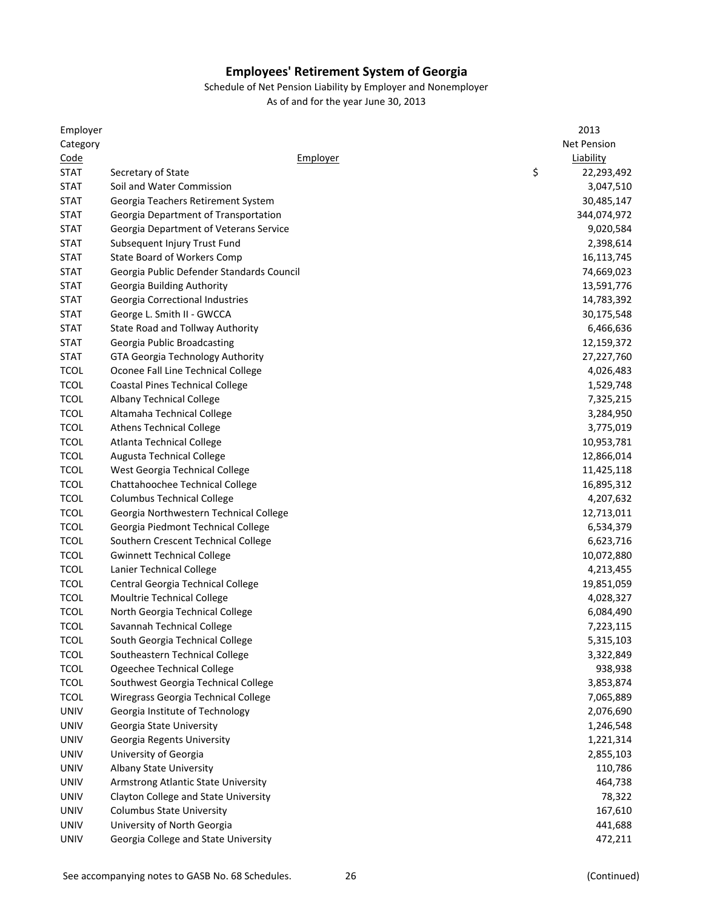# Employees' Retirement System of Georgia

Schedule of Net Pension Liability by Employer and Nonemployer

As of and for the year June 30, 2013

| Employer Category Code | Employer | 2013 Net Pension Liability |
|---|---|---|
| STAT | Secretary of State | $ 22,293,492 |
| STAT | Soil and Water Commission | 3,047,510 |
| STAT | Georgia Teachers Retirement System | 30,485,147 |
| STAT | Georgia Department of Transportation | 344,074,972 |
| STAT | Georgia Department of Veterans Service | 9,020,584 |
| STAT | Subsequent Injury Trust Fund | 2,398,614 |
| STAT | State Board of Workers Comp | 16,113,745 |
| STAT | Georgia Public Defender Standards Council | 74,669,023 |
| STAT | Georgia Building Authority | 13,591,776 |
| STAT | Georgia Correctional Industries | 14,783,392 |
| STAT | George L. Smith II - GWCCA | 30,175,548 |
| STAT | State Road and Tollway Authority | 6,466,636 |
| STAT | Georgia Public Broadcasting | 12,159,372 |
| STAT | GTA Georgia Technology Authority | 27,227,760 |
| TCOL | Oconee Fall Line Technical College | 4,026,483 |
| TCOL | Coastal Pines Technical College | 1,529,748 |
| TCOL | Albany Technical College | 7,325,215 |
| TCOL | Altamaha Technical College | 3,284,950 |
| TCOL | Athens Technical College | 3,775,019 |
| TCOL | Atlanta Technical College | 10,953,781 |
| TCOL | Augusta Technical College | 12,866,014 |
| TCOL | West Georgia Technical College | 11,425,118 |
| TCOL | Chattahoochee Technical College | 16,895,312 |
| TCOL | Columbus Technical College | 4,207,632 |
| TCOL | Georgia Northwestern Technical College | 12,713,011 |
| TCOL | Georgia Piedmont Technical College | 6,534,379 |
| TCOL | Southern Crescent Technical College | 6,623,716 |
| TCOL | Gwinnett Technical College | 10,072,880 |
| TCOL | Lanier Technical College | 4,213,455 |
| TCOL | Central Georgia Technical College | 19,851,059 |
| TCOL | Moultrie Technical College | 4,028,327 |
| TCOL | North Georgia Technical College | 6,084,490 |
| TCOL | Savannah Technical College | 7,223,115 |
| TCOL | South Georgia Technical College | 5,315,103 |
| TCOL | Southeastern Technical College | 3,322,849 |
| TCOL | Ogeechee Technical College | 938,938 |
| TCOL | Southwest Georgia Technical College | 3,853,874 |
| TCOL | Wiregrass Georgia Technical College | 7,065,889 |
| UNIV | Georgia Institute of Technology | 2,076,690 |
| UNIV | Georgia State University | 1,246,548 |
| UNIV | Georgia Regents University | 1,221,314 |
| UNIV | University of Georgia | 2,855,103 |
| UNIV | Albany State University | 110,786 |
| UNIV | Armstrong Atlantic State University | 464,738 |
| UNIV | Clayton College and State University | 78,322 |
| UNIV | Columbus State University | 167,610 |
| UNIV | University of North Georgia | 441,688 |
| UNIV | Georgia College and State University | 472,211 |

See accompanying notes to GASB No. 68 Schedules.

(Continued)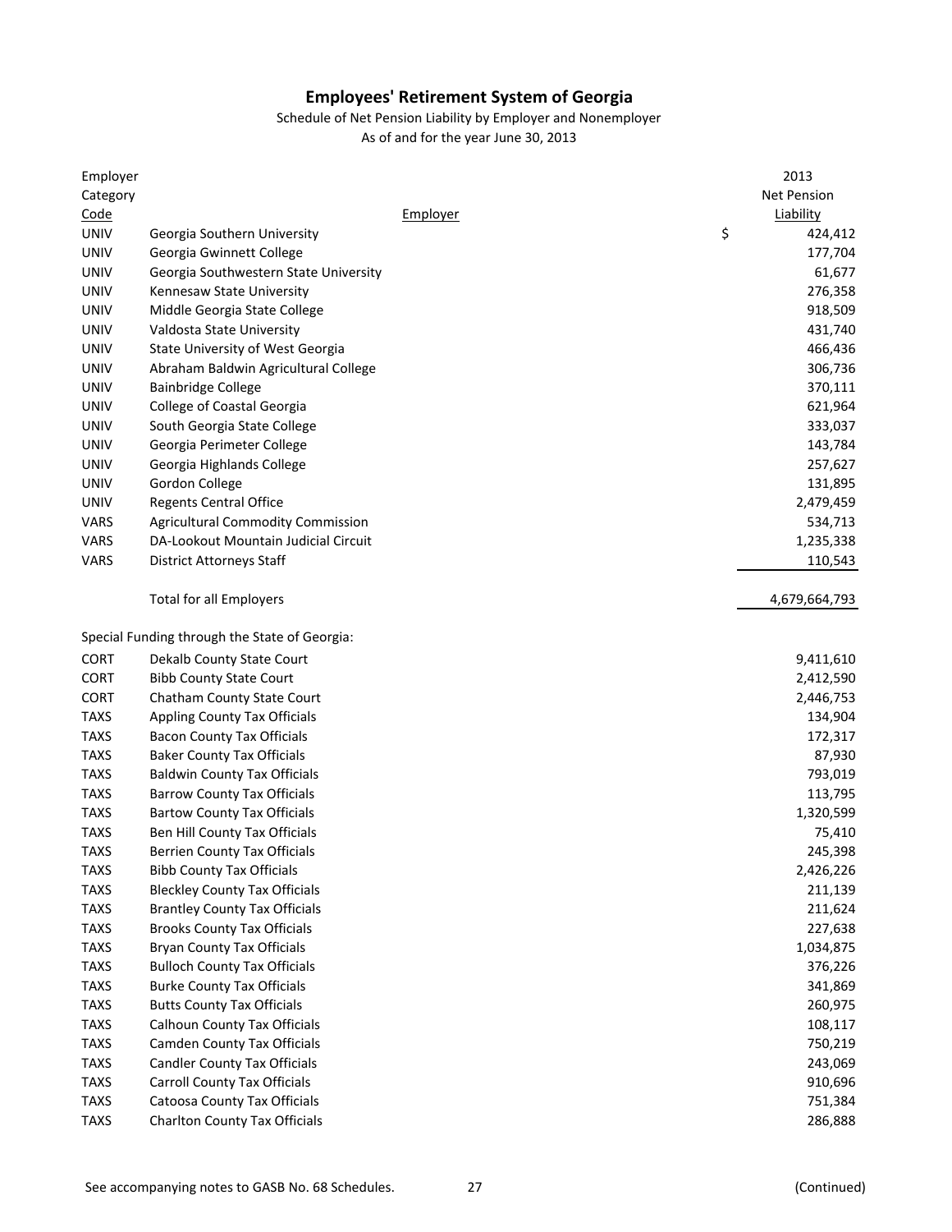# Employees' Retirement System of Georgia

Schedule of Net Pension Liability by Employer and Nonemployer

As of and for the year June 30, 2013

| Employer Category Code | Employer | 2013 Net Pension Liability |
|---|---|---|
| UNIV | Georgia Southern University | $ 424,412 |
| UNIV | Georgia Gwinnett College | 177,704 |
| UNIV | Georgia Southwestern State University | 61,677 |
| UNIV | Kennesaw State University | 276,358 |
| UNIV | Middle Georgia State College | 918,509 |
| UNIV | Valdosta State University | 431,740 |
| UNIV | State University of West Georgia | 466,436 |
| UNIV | Abraham Baldwin Agricultural College | 306,736 |
| UNIV | Bainbridge College | 370,111 |
| UNIV | College of Coastal Georgia | 621,964 |
| UNIV | South Georgia State College | 333,037 |
| UNIV | Georgia Perimeter College | 143,784 |
| UNIV | Georgia Highlands College | 257,627 |
| UNIV | Gordon College | 131,895 |
| UNIV | Regents Central Office | 2,479,459 |
| VARS | Agricultural Commodity Commission | 534,713 |
| VARS | DA-Lookout Mountain Judicial Circuit | 1,235,338 |
| VARS | District Attorneys Staff | 110,543 |
| | Total for all Employers | 4,679,664,793 |
| | Special Funding through the State of Georgia: | |
| CORT | Dekalb County State Court | 9,411,610 |
| CORT | Bibb County State Court | 2,412,590 |
| CORT | Chatham County State Court | 2,446,753 |
| TAXS | Appling County Tax Officials | 134,904 |
| TAXS | Bacon County Tax Officials | 172,317 |
| TAXS | Baker County Tax Officials | 87,930 |
| TAXS | Baldwin County Tax Officials | 793,019 |
| TAXS | Barrow County Tax Officials | 113,795 |
| TAXS | Bartow County Tax Officials | 1,320,599 |
| TAXS | Ben Hill County Tax Officials | 75,410 |
| TAXS | Berrien County Tax Officials | 245,398 |
| TAXS | Bibb County Tax Officials | 2,426,226 |
| TAXS | Bleckley County Tax Officials | 211,139 |
| TAXS | Brantley County Tax Officials | 211,624 |
| TAXS | Brooks County Tax Officials | 227,638 |
| TAXS | Bryan County Tax Officials | 1,034,875 |
| TAXS | Bulloch County Tax Officials | 376,226 |
| TAXS | Burke County Tax Officials | 341,869 |
| TAXS | Butts County Tax Officials | 260,975 |
| TAXS | Calhoun County Tax Officials | 108,117 |
| TAXS | Camden County Tax Officials | 750,219 |
| TAXS | Candler County Tax Officials | 243,069 |
| TAXS | Carroll County Tax Officials | 910,696 |
| TAXS | Catoosa County Tax Officials | 751,384 |
| TAXS | Charlton County Tax Officials | 286,888 |

See accompanying notes to GASB No. 68 Schedules.

(Continued)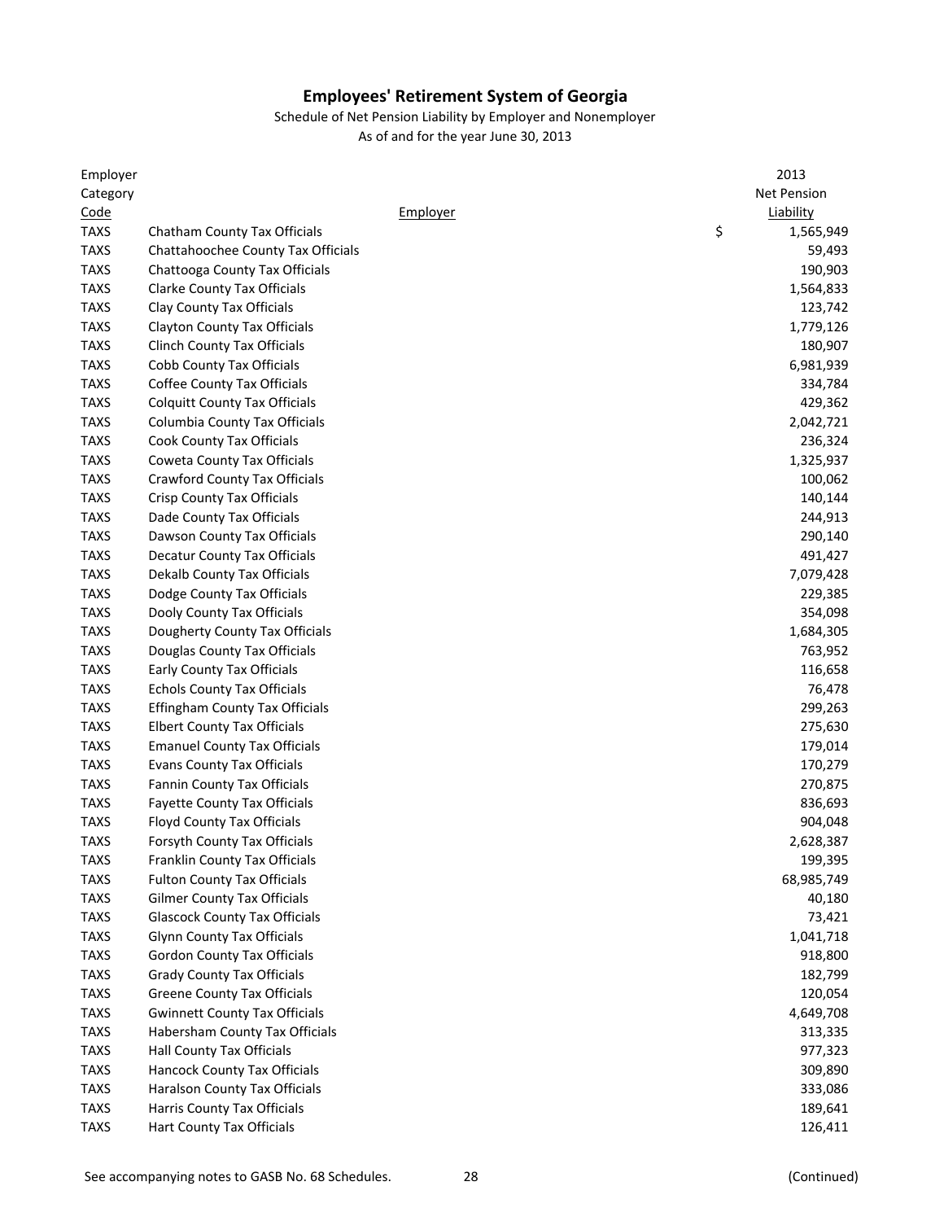# Employees' Retirement System of Georgia

Schedule of Net Pension Liability by Employer and Nonemployer

As of and for the year June 30, 2013

| Employer Category Code | Employer | 2013 Net Pension Liability |
|---|---|---|
| TAXS | Chatham County Tax Officials | $ 1,565,949 |
| TAXS | Chattahoochee County Tax Officials | 59,493 |
| TAXS | Chattooga County Tax Officials | 190,903 |
| TAXS | Clarke County Tax Officials | 1,564,833 |
| TAXS | Clay County Tax Officials | 123,742 |
| TAXS | Clayton County Tax Officials | 1,779,126 |
| TAXS | Clinch County Tax Officials | 180,907 |
| TAXS | Cobb County Tax Officials | 6,981,939 |
| TAXS | Coffee County Tax Officials | 334,784 |
| TAXS | Colquitt County Tax Officials | 429,362 |
| TAXS | Columbia County Tax Officials | 2,042,721 |
| TAXS | Cook County Tax Officials | 236,324 |
| TAXS | Coweta County Tax Officials | 1,325,937 |
| TAXS | Crawford County Tax Officials | 100,062 |
| TAXS | Crisp County Tax Officials | 140,144 |
| TAXS | Dade County Tax Officials | 244,913 |
| TAXS | Dawson County Tax Officials | 290,140 |
| TAXS | Decatur County Tax Officials | 491,427 |
| TAXS | Dekalb County Tax Officials | 7,079,428 |
| TAXS | Dodge County Tax Officials | 229,385 |
| TAXS | Dooly County Tax Officials | 354,098 |
| TAXS | Dougherty County Tax Officials | 1,684,305 |
| TAXS | Douglas County Tax Officials | 763,952 |
| TAXS | Early County Tax Officials | 116,658 |
| TAXS | Echols County Tax Officials | 76,478 |
| TAXS | Effingham County Tax Officials | 299,263 |
| TAXS | Elbert County Tax Officials | 275,630 |
| TAXS | Emanuel County Tax Officials | 179,014 |
| TAXS | Evans County Tax Officials | 170,279 |
| TAXS | Fannin County Tax Officials | 270,875 |
| TAXS | Fayette County Tax Officials | 836,693 |
| TAXS | Floyd County Tax Officials | 904,048 |
| TAXS | Forsyth County Tax Officials | 2,628,387 |
| TAXS | Franklin County Tax Officials | 199,395 |
| TAXS | Fulton County Tax Officials | 68,985,749 |
| TAXS | Gilmer County Tax Officials | 40,180 |
| TAXS | Glascock County Tax Officials | 73,421 |
| TAXS | Glynn County Tax Officials | 1,041,718 |
| TAXS | Gordon County Tax Officials | 918,800 |
| TAXS | Grady County Tax Officials | 182,799 |
| TAXS | Greene County Tax Officials | 120,054 |
| TAXS | Gwinnett County Tax Officials | 4,649,708 |
| TAXS | Habersham County Tax Officials | 313,335 |
| TAXS | Hall County Tax Officials | 977,323 |
| TAXS | Hancock County Tax Officials | 309,890 |
| TAXS | Haralson County Tax Officials | 333,086 |
| TAXS | Harris County Tax Officials | 189,641 |
| TAXS | Hart County Tax Officials | 126,411 |

See accompanying notes to GASB No. 68 Schedules.

(Continued)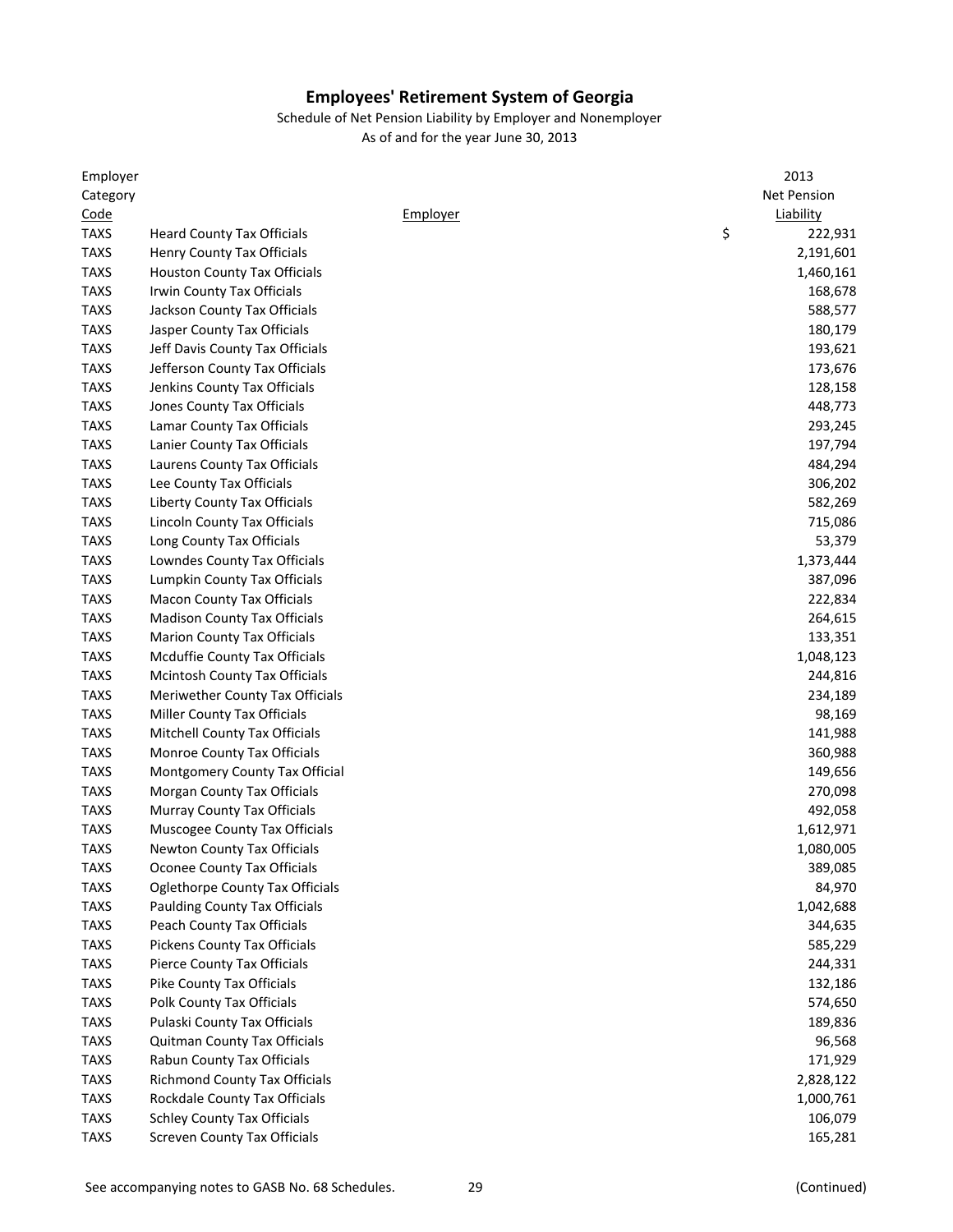# Employees' Retirement System of Georgia

Schedule of Net Pension Liability by Employer and Nonemployer

As of and for the year June 30, 2013

| Employer Category Code | Employer | 2013 Net Pension Liability |
|---|---|---|
| TAXS | Heard County Tax Officials | $ 222,931 |
| TAXS | Henry County Tax Officials | 2,191,601 |
| TAXS | Houston County Tax Officials | 1,460,161 |
| TAXS | Irwin County Tax Officials | 168,678 |
| TAXS | Jackson County Tax Officials | 588,577 |
| TAXS | Jasper County Tax Officials | 180,179 |
| TAXS | Jeff Davis County Tax Officials | 193,621 |
| TAXS | Jefferson County Tax Officials | 173,676 |
| TAXS | Jenkins County Tax Officials | 128,158 |
| TAXS | Jones County Tax Officials | 448,773 |
| TAXS | Lamar County Tax Officials | 293,245 |
| TAXS | Lanier County Tax Officials | 197,794 |
| TAXS | Laurens County Tax Officials | 484,294 |
| TAXS | Lee County Tax Officials | 306,202 |
| TAXS | Liberty County Tax Officials | 582,269 |
| TAXS | Lincoln County Tax Officials | 715,086 |
| TAXS | Long County Tax Officials | 53,379 |
| TAXS | Lowndes County Tax Officials | 1,373,444 |
| TAXS | Lumpkin County Tax Officials | 387,096 |
| TAXS | Macon County Tax Officials | 222,834 |
| TAXS | Madison County Tax Officials | 264,615 |
| TAXS | Marion County Tax Officials | 133,351 |
| TAXS | Mcduffie County Tax Officials | 1,048,123 |
| TAXS | Mcintosh County Tax Officials | 244,816 |
| TAXS | Meriwether County Tax Officials | 234,189 |
| TAXS | Miller County Tax Officials | 98,169 |
| TAXS | Mitchell County Tax Officials | 141,988 |
| TAXS | Monroe County Tax Officials | 360,988 |
| TAXS | Montgomery County Tax Official | 149,656 |
| TAXS | Morgan County Tax Officials | 270,098 |
| TAXS | Murray County Tax Officials | 492,058 |
| TAXS | Muscogee County Tax Officials | 1,612,971 |
| TAXS | Newton County Tax Officials | 1,080,005 |
| TAXS | Oconee County Tax Officials | 389,085 |
| TAXS | Oglethorpe County Tax Officials | 84,970 |
| TAXS | Paulding County Tax Officials | 1,042,688 |
| TAXS | Peach County Tax Officials | 344,635 |
| TAXS | Pickens County Tax Officials | 585,229 |
| TAXS | Pierce County Tax Officials | 244,331 |
| TAXS | Pike County Tax Officials | 132,186 |
| TAXS | Polk County Tax Officials | 574,650 |
| TAXS | Pulaski County Tax Officials | 189,836 |
| TAXS | Quitman County Tax Officials | 96,568 |
| TAXS | Rabun County Tax Officials | 171,929 |
| TAXS | Richmond County Tax Officials | 2,828,122 |
| TAXS | Rockdale County Tax Officials | 1,000,761 |
| TAXS | Schley County Tax Officials | 106,079 |
| TAXS | Screven County Tax Officials | 165,281 |

See accompanying notes to GASB No. 68 Schedules.

(Continued)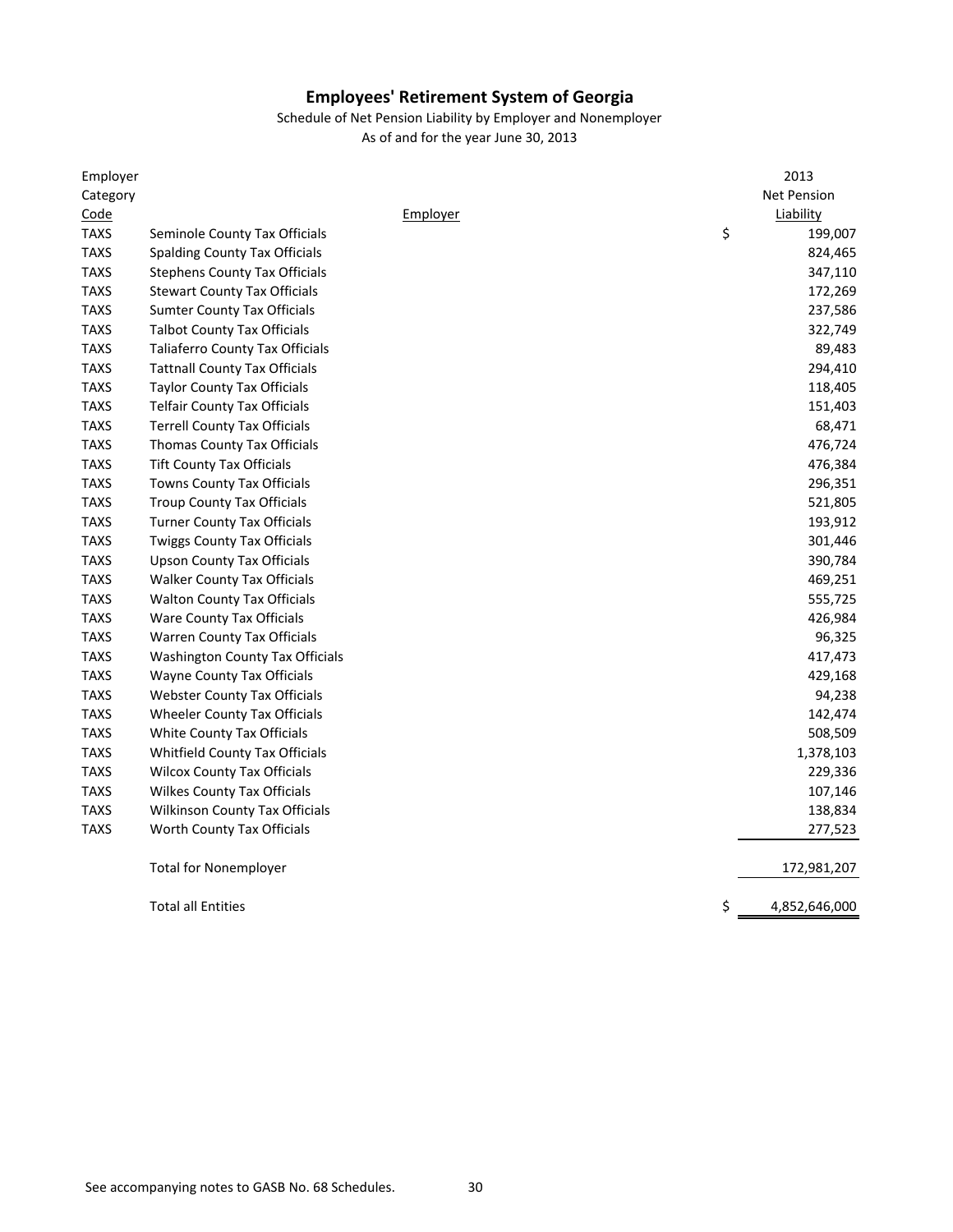# Employees' Retirement System of Georgia

Schedule of Net Pension Liability by Employer and Nonemployer

As of and for the year June 30, 2013

| Employer Category Code | Employer | 2013 Net Pension Liability |
|---|---|---|
| TAXS | Seminole County Tax Officials | $ 199,007 |
| TAXS | Spalding County Tax Officials | 824,465 |
| TAXS | Stephens County Tax Officials | 347,110 |
| TAXS | Stewart County Tax Officials | 172,269 |
| TAXS | Sumter County Tax Officials | 237,586 |
| TAXS | Talbot County Tax Officials | 322,749 |
| TAXS | Taliaferro County Tax Officials | 89,483 |
| TAXS | Tattnall County Tax Officials | 294,410 |
| TAXS | Taylor County Tax Officials | 118,405 |
| TAXS | Telfair County Tax Officials | 151,403 |
| TAXS | Terrell County Tax Officials | 68,471 |
| TAXS | Thomas County Tax Officials | 476,724 |
| TAXS | Tift County Tax Officials | 476,384 |
| TAXS | Towns County Tax Officials | 296,351 |
| TAXS | Troup County Tax Officials | 521,805 |
| TAXS | Turner County Tax Officials | 193,912 |
| TAXS | Twiggs County Tax Officials | 301,446 |
| TAXS | Upson County Tax Officials | 390,784 |
| TAXS | Walker County Tax Officials | 469,251 |
| TAXS | Walton County Tax Officials | 555,725 |
| TAXS | Ware County Tax Officials | 426,984 |
| TAXS | Warren County Tax Officials | 96,325 |
| TAXS | Washington County Tax Officials | 417,473 |
| TAXS | Wayne County Tax Officials | 429,168 |
| TAXS | Webster County Tax Officials | 94,238 |
| TAXS | Wheeler County Tax Officials | 142,474 |
| TAXS | White County Tax Officials | 508,509 |
| TAXS | Whitfield County Tax Officials | 1,378,103 |
| TAXS | Wilcox County Tax Officials | 229,336 |
| TAXS | Wilkes County Tax Officials | 107,146 |
| TAXS | Wilkinson County Tax Officials | 138,834 |
| TAXS | Worth County Tax Officials | 277,523 |
| | Total for Nonemployer | 172,981,207 |
| | Total all Entities | $ 4,852,646,000 |

See accompanying notes to GASB No. 68 Schedules.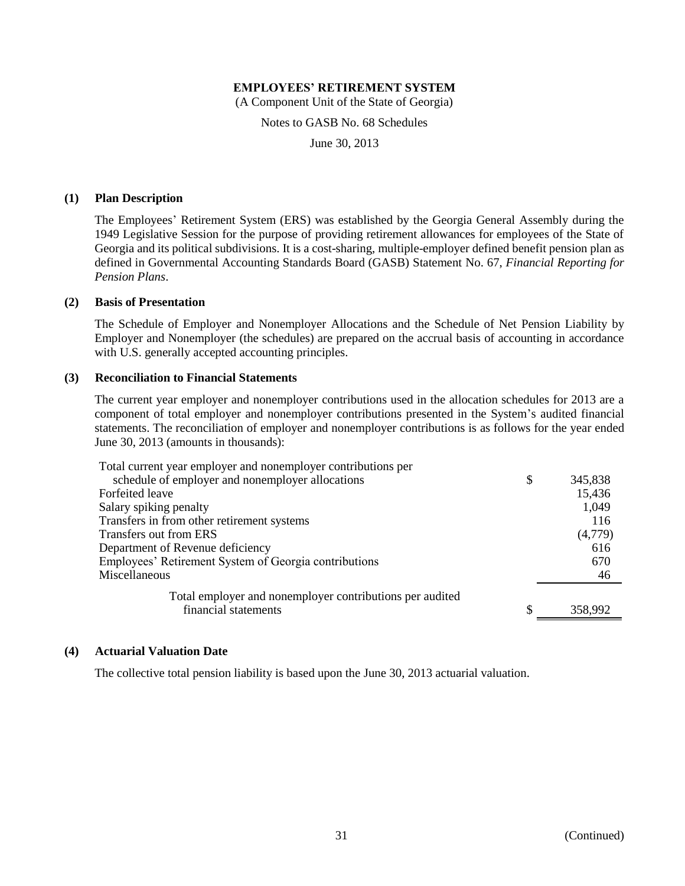**EMPLOYEES' RETIREMENT SYSTEM**

(A Component Unit of the State of Georgia)

Notes to GASB No. 68 Schedules

June 30, 2013

**(1) Plan Description**

The Employees' Retirement System (ERS) was established by the Georgia General Assembly during the 1949 Legislative Session for the purpose of providing retirement allowances for employees of the State of Georgia and its political subdivisions. It is a cost-sharing, multiple-employer defined benefit pension plan as defined in Governmental Accounting Standards Board (GASB) Statement No. 67, *Financial Reporting for Pension Plans*.

**(2) Basis of Presentation**

The Schedule of Employer and Nonemployer Allocations and the Schedule of Net Pension Liability by Employer and Nonemployer (the schedules) are prepared on the accrual basis of accounting in accordance with U.S. generally accepted accounting principles.

**(3) Reconciliation to Financial Statements**

The current year employer and nonemployer contributions used in the allocation schedules for 2013 are a component of total employer and nonemployer contributions presented in the System's audited financial statements. The reconciliation of employer and nonemployer contributions is as follows for the year ended June 30, 2013 (amounts in thousands):

| | |
|---|---|
| Total current year employer and nonemployer contributions per schedule of employer and nonemployer allocations | $ 345,838 |
| Forfeited leave | 15,436 |
| Salary spiking penalty | 1,049 |
| Transfers in from other retirement systems | 116 |
| Transfers out from ERS | (4,779) |
| Department of Revenue deficiency | 616 |
| Employees' Retirement System of Georgia contributions | 670 |
| Miscellaneous | 46 |
| Total employer and nonemployer contributions per audited financial statements | $ 358,992 |

**(4) Actuarial Valuation Date**

The collective total pension liability is based upon the June 30, 2013 actuarial valuation.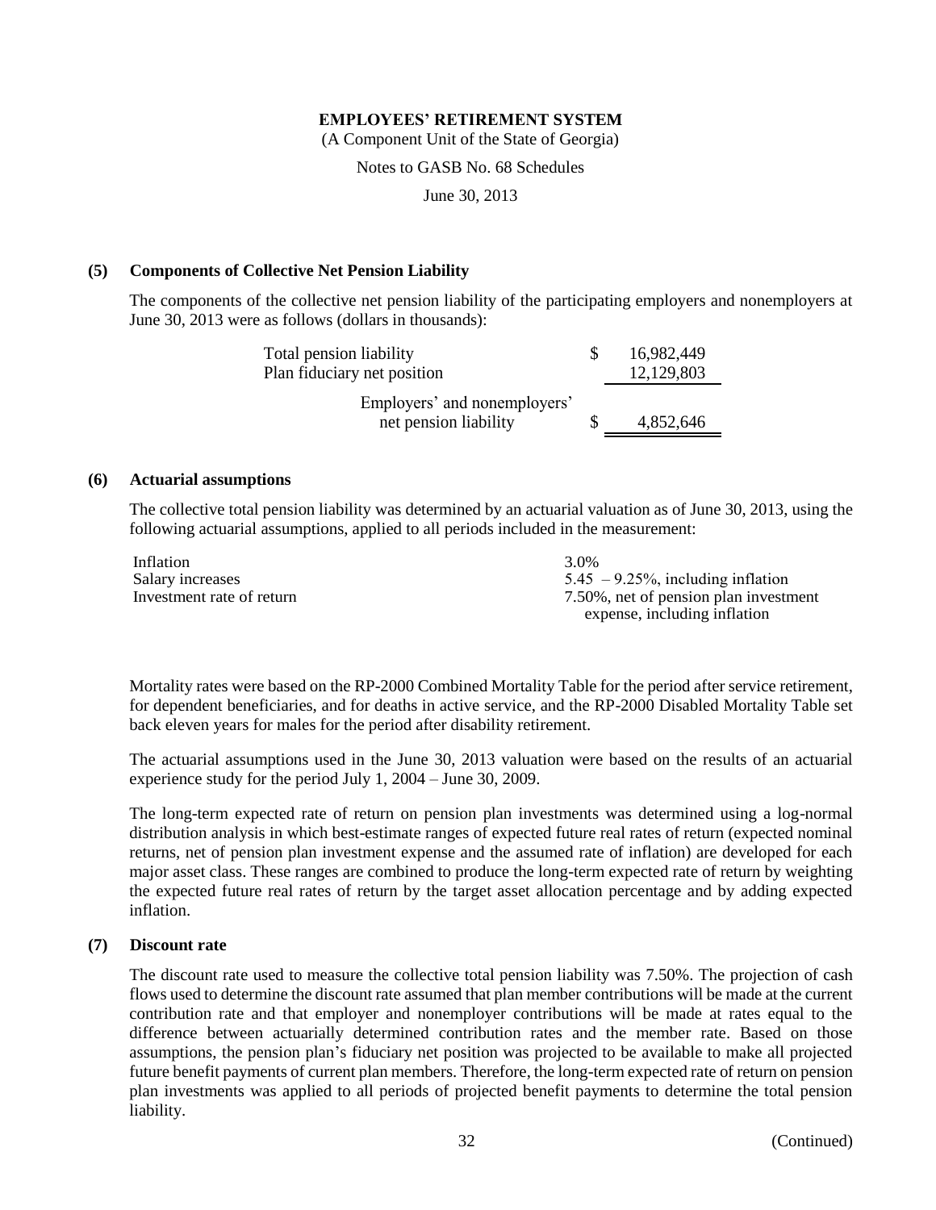**EMPLOYEES' RETIREMENT SYSTEM**

(A Component Unit of the State of Georgia)

Notes to GASB No. 68 Schedules

June 30, 2013

## (5) Components of Collective Net Pension Liability

The components of the collective net pension liability of the participating employers and nonemployers at June 30, 2013 were as follows (dollars in thousands):

| | | |
|---|---|---|
| Total pension liability | $ | 16,982,449 |
| Plan fiduciary net position | | 12,129,803 |
| Employers' and nonemployers' net pension liability | $ | 4,852,646 |

## (6) Actuarial assumptions

The collective total pension liability was determined by an actuarial valuation as of June 30, 2013, using the following actuarial assumptions, applied to all periods included in the measurement:

| | |
|---|---|
| Inflation | 3.0% |
| Salary increases | 5.45 – 9.25%, including inflation |
| Investment rate of return | 7.50%, net of pension plan investment expense, including inflation |

Mortality rates were based on the RP-2000 Combined Mortality Table for the period after service retirement, for dependent beneficiaries, and for deaths in active service, and the RP-2000 Disabled Mortality Table set back eleven years for males for the period after disability retirement.

The actuarial assumptions used in the June 30, 2013 valuation were based on the results of an actuarial experience study for the period July 1, 2004 – June 30, 2009.

The long-term expected rate of return on pension plan investments was determined using a log-normal distribution analysis in which best-estimate ranges of expected future real rates of return (expected nominal returns, net of pension plan investment expense and the assumed rate of inflation) are developed for each major asset class. These ranges are combined to produce the long-term expected rate of return by weighting the expected future real rates of return by the target asset allocation percentage and by adding expected inflation.

## (7) Discount rate

The discount rate used to measure the collective total pension liability was 7.50%. The projection of cash flows used to determine the discount rate assumed that plan member contributions will be made at the current contribution rate and that employer and nonemployer contributions will be made at rates equal to the difference between actuarially determined contribution rates and the member rate. Based on those assumptions, the pension plan's fiduciary net position was projected to be available to make all projected future benefit payments of current plan members. Therefore, the long-term expected rate of return on pension plan investments was applied to all periods of projected benefit payments to determine the total pension liability.

(Continued)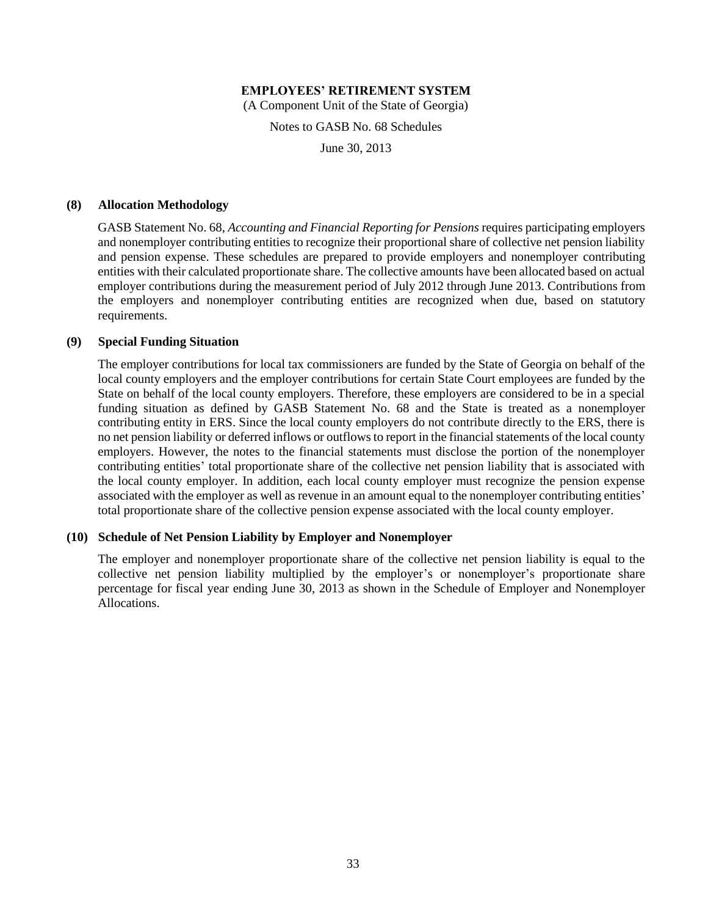**EMPLOYEES' RETIREMENT SYSTEM**

(A Component Unit of the State of Georgia)

Notes to GASB No. 68 Schedules

June 30, 2013

## (8) Allocation Methodology

GASB Statement No. 68, *Accounting and Financial Reporting for Pensions* requires participating employers and nonemployer contributing entities to recognize their proportional share of collective net pension liability and pension expense. These schedules are prepared to provide employers and nonemployer contributing entities with their calculated proportionate share. The collective amounts have been allocated based on actual employer contributions during the measurement period of July 2012 through June 2013. Contributions from the employers and nonemployer contributing entities are recognized when due, based on statutory requirements.

## (9) Special Funding Situation

The employer contributions for local tax commissioners are funded by the State of Georgia on behalf of the local county employers and the employer contributions for certain State Court employees are funded by the State on behalf of the local county employers. Therefore, these employers are considered to be in a special funding situation as defined by GASB Statement No. 68 and the State is treated as a nonemployer contributing entity in ERS. Since the local county employers do not contribute directly to the ERS, there is no net pension liability or deferred inflows or outflows to report in the financial statements of the local county employers. However, the notes to the financial statements must disclose the portion of the nonemployer contributing entities' total proportionate share of the collective net pension liability that is associated with the local county employer. In addition, each local county employer must recognize the pension expense associated with the employer as well as revenue in an amount equal to the nonemployer contributing entities' total proportionate share of the collective pension expense associated with the local county employer.

## (10) Schedule of Net Pension Liability by Employer and Nonemployer

The employer and nonemployer proportionate share of the collective net pension liability is equal to the collective net pension liability multiplied by the employer's or nonemployer's proportionate share percentage for fiscal year ending June 30, 2013 as shown in the Schedule of Employer and Nonemployer Allocations.